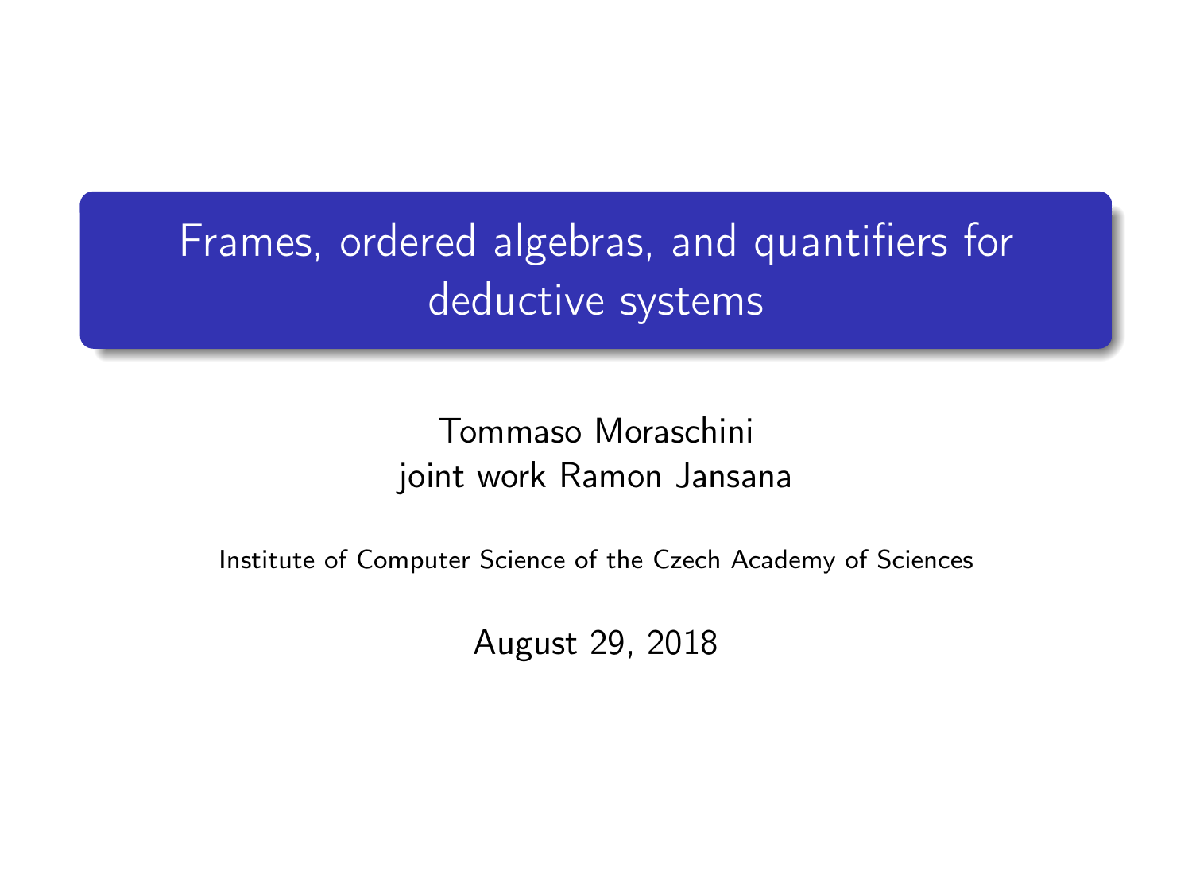# Frames, ordered algebras, and quantifiers for deductive systems

Tommaso Moraschini
joint work Ramon Jansana

Institute of Computer Science of the Czech Academy of Sciences

August 29, 2018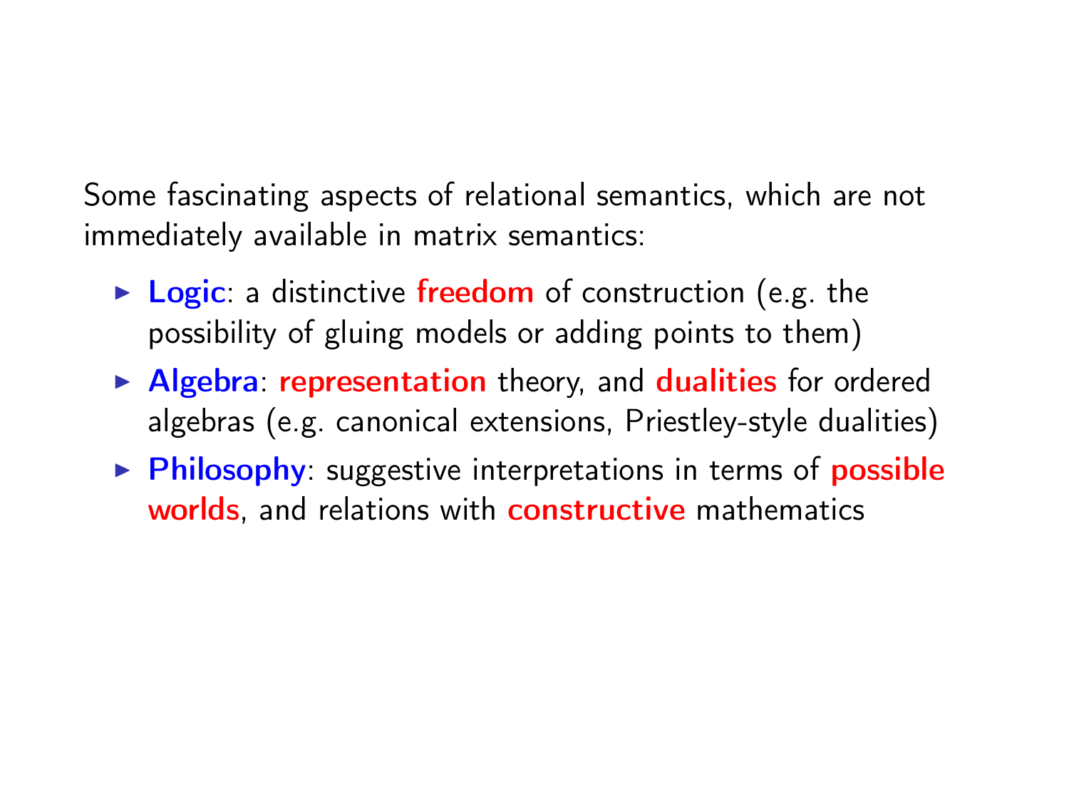Some fascinating aspects of relational semantics, which are not immediately available in matrix semantics:

- **Logic**: a distinctive **freedom** of construction (e.g. the possibility of gluing models or adding points to them)
- **Algebra**: **representation** theory, and **dualities** for ordered algebras (e.g. canonical extensions, Priestley-style dualities)
- **Philosophy**: suggestive interpretations in terms of **possible worlds**, and relations with **constructive** mathematics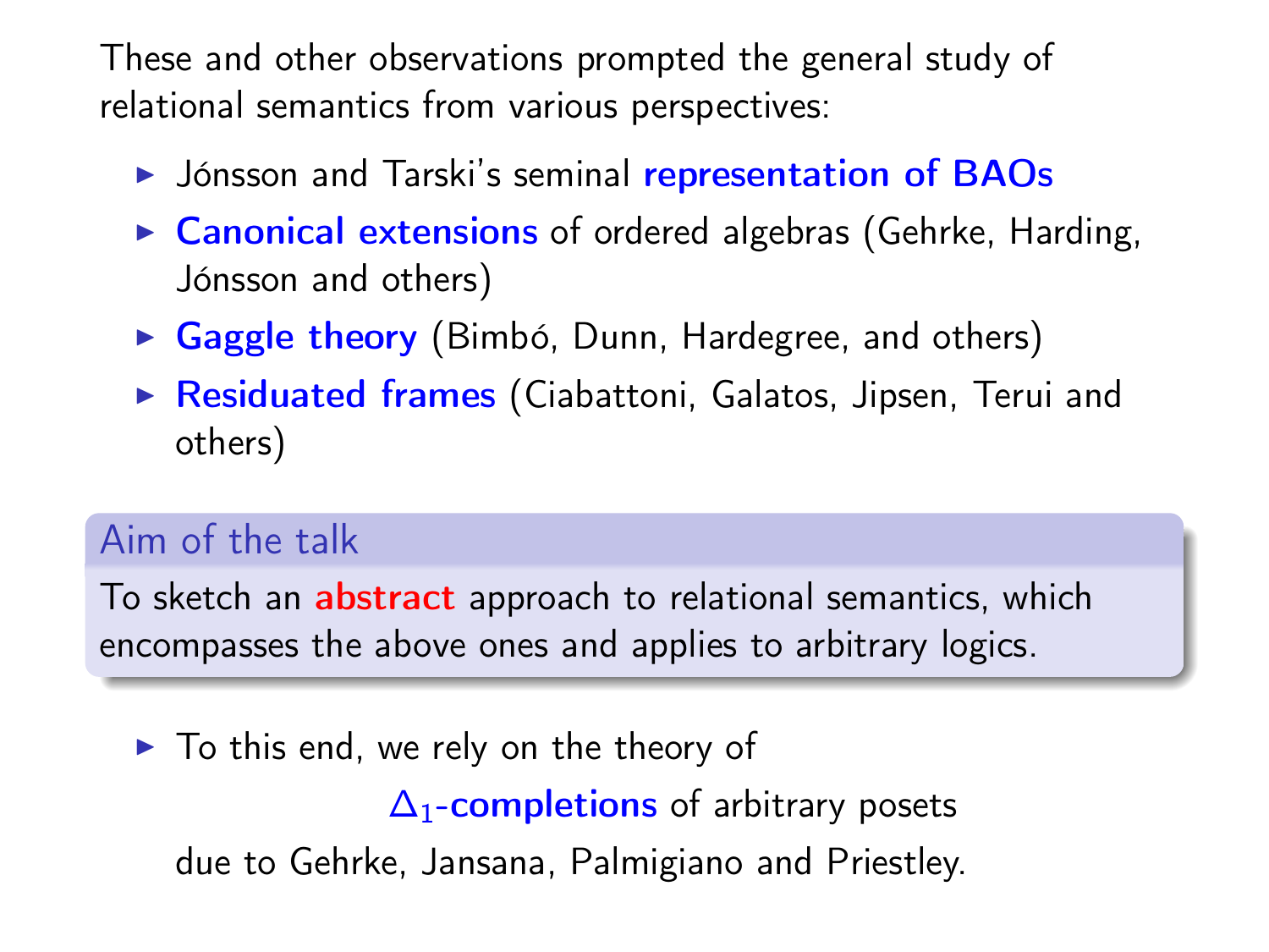These and other observations prompted the general study of relational semantics from various perspectives:

- Jónsson and Tarski's seminal **representation of BAOs**
- **Canonical extensions** of ordered algebras (Gehrke, Harding, Jónsson and others)
- **Gaggle theory** (Bimbó, Dunn, Hardegree, and others)
- **Residuated frames** (Ciabattoni, Galatos, Jipsen, Terui and others)

**Aim of the talk**

To sketch an **abstract** approach to relational semantics, which encompasses the above ones and applies to arbitrary logics.

- To this end, we rely on the theory of

  $\Delta_1$-**completions** of arbitrary posets

  due to Gehrke, Jansana, Palmigiano and Priestley.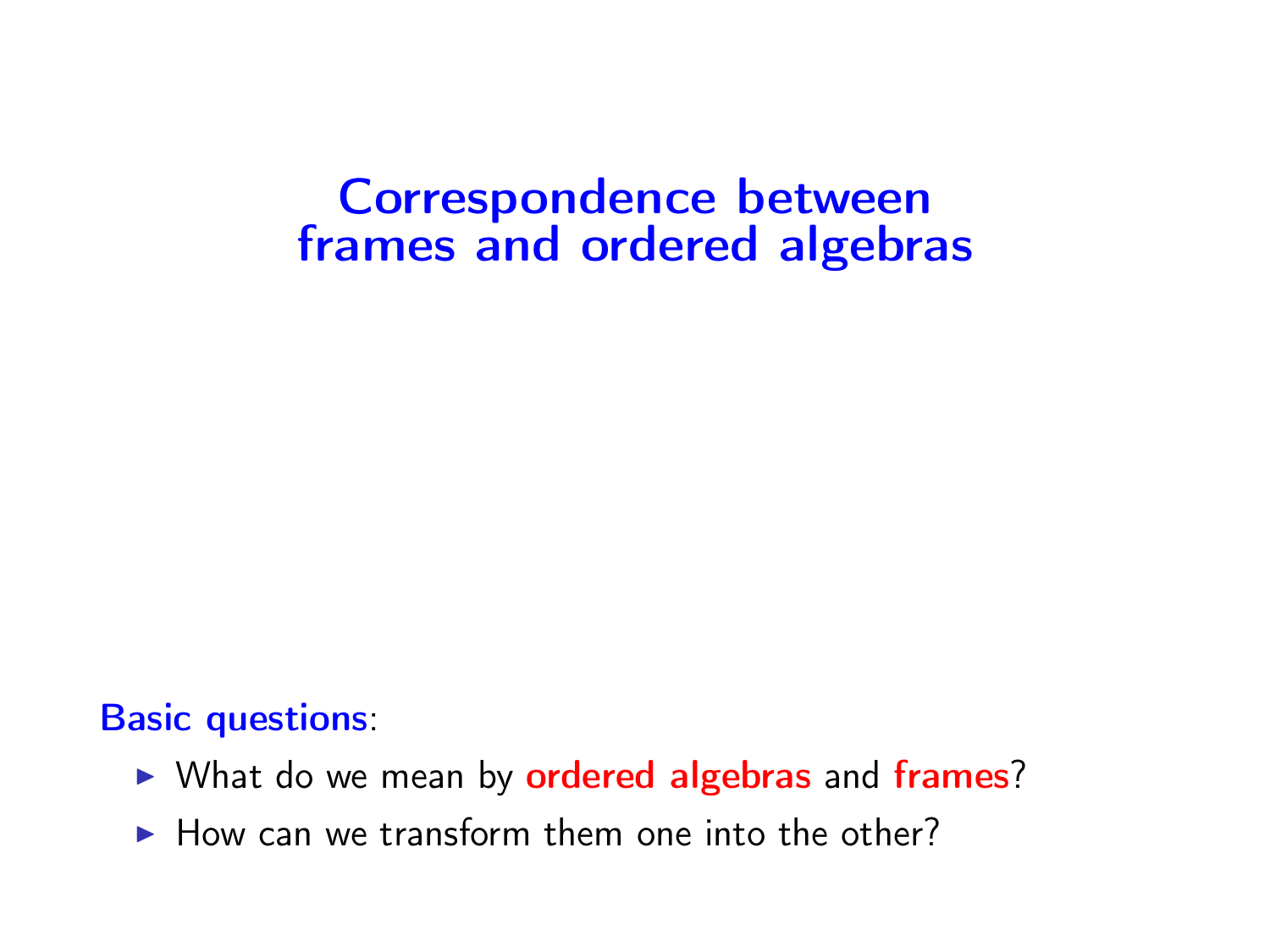# Correspondence between frames and ordered algebras

**Basic questions**:

- What do we mean by **ordered algebras** and **frames**?
- How can we transform them one into the other?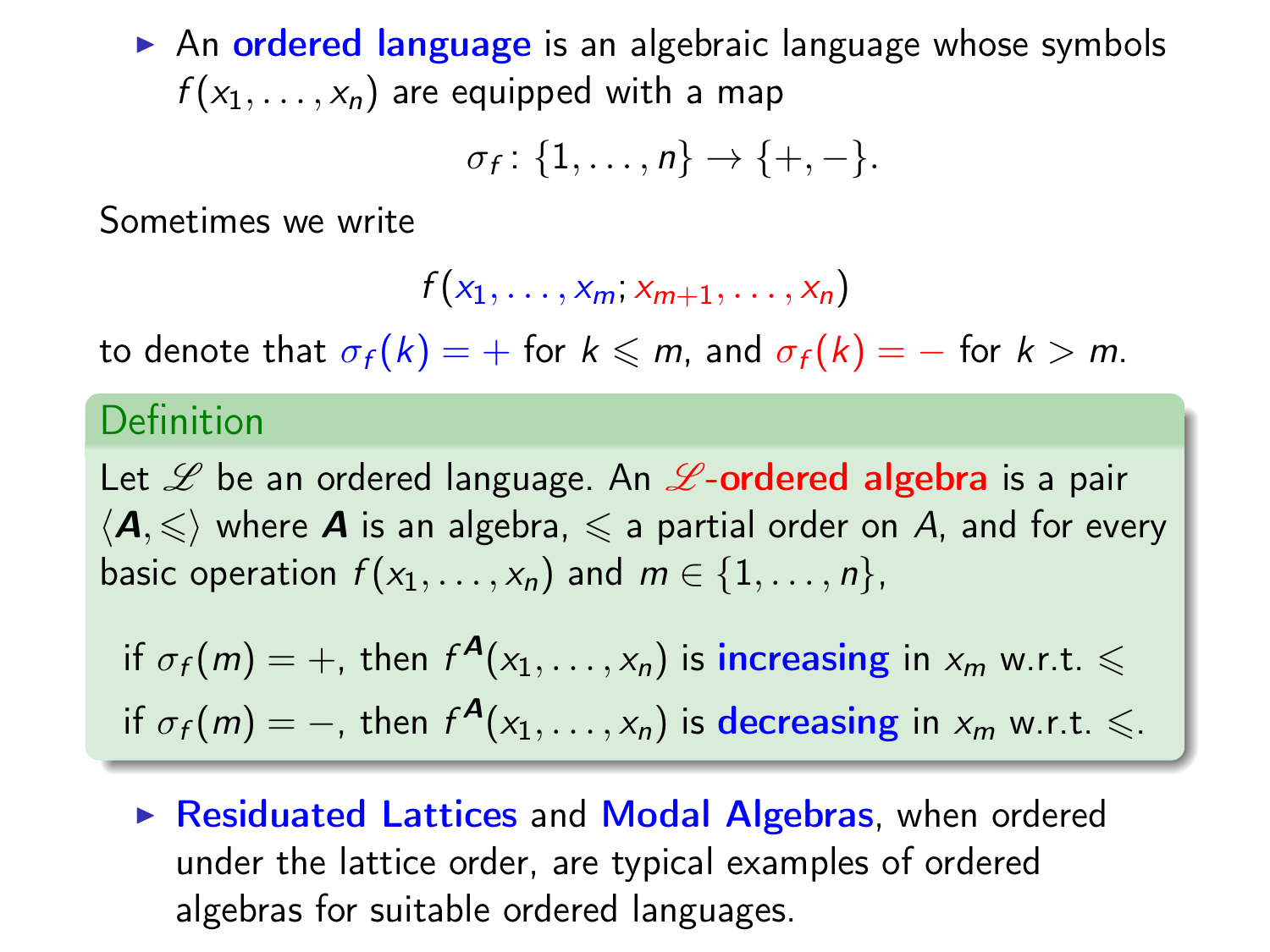- An **ordered language** is an algebraic language whose symbols $f(x_1, \ldots, x_n)$ are equipped with a map

$$\sigma_f \colon \{1, \ldots, n\} \to \{+, -\}.$$

Sometimes we write

$$f(x_1, \ldots, x_m; x_{m+1}, \ldots, x_n)$$

to denote that $\sigma_f(k) = +$ for $k \leqslant m$, and $\sigma_f(k) = -$ for $k > m$.

**Definition**

Let $\mathscr{L}$ be an ordered language. An **$\mathscr{L}$-ordered algebra** is a pair $\langle \boldsymbol{A}, \leqslant \rangle$ where $\boldsymbol{A}$ is an algebra, $\leqslant$ a partial order on $A$, and for every basic operation $f(x_1, \ldots, x_n)$ and $m \in \{1, \ldots, n\}$,

if $\sigma_f(m) = +$, then $f^{\boldsymbol{A}}(x_1, \ldots, x_n)$ is **increasing** in $x_m$ w.r.t. $\leqslant$
if $\sigma_f(m) = -$, then $f^{\boldsymbol{A}}(x_1, \ldots, x_n)$ is **decreasing** in $x_m$ w.r.t. $\leqslant$.

- **Residuated Lattices** and **Modal Algebras**, when ordered under the lattice order, are typical examples of ordered algebras for suitable ordered languages.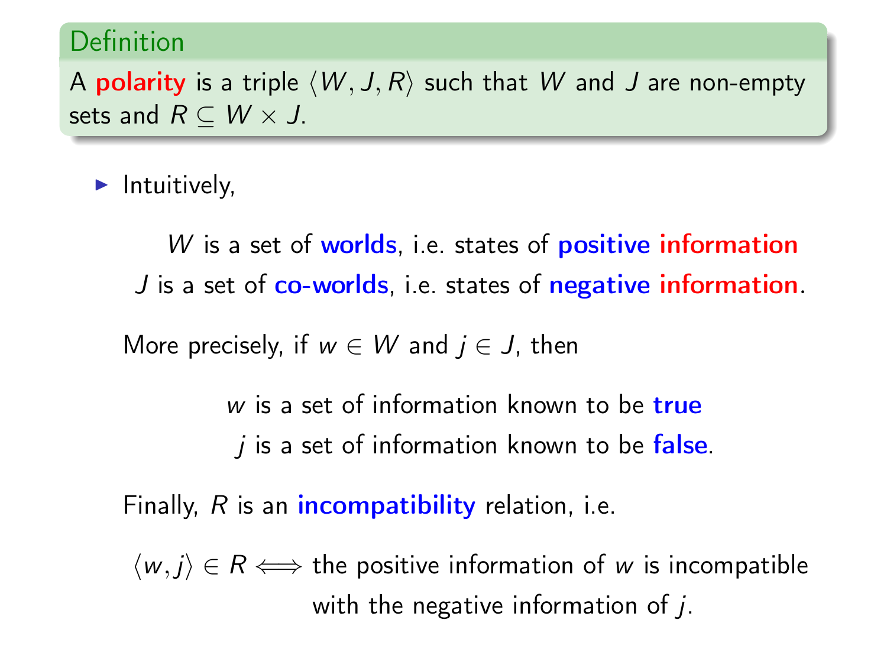**Definition**

A **polarity** is a triple $\langle W, J, R \rangle$ such that $W$ and $J$ are non-empty sets and $R \subseteq W \times J$.

- Intuitively,

  $W$ is a set of **worlds**, i.e. states of **positive information**

  $J$ is a set of **co-worlds**, i.e. states of **negative information**.

  More precisely, if $w \in W$ and $j \in J$, then

  $w$ is a set of information known to be **true**

  $j$ is a set of information known to be **false**.

  Finally, $R$ is an **incompatibility** relation, i.e.

  $\langle w, j \rangle \in R \iff$ the positive information of $w$ is incompatible with the negative information of $j$.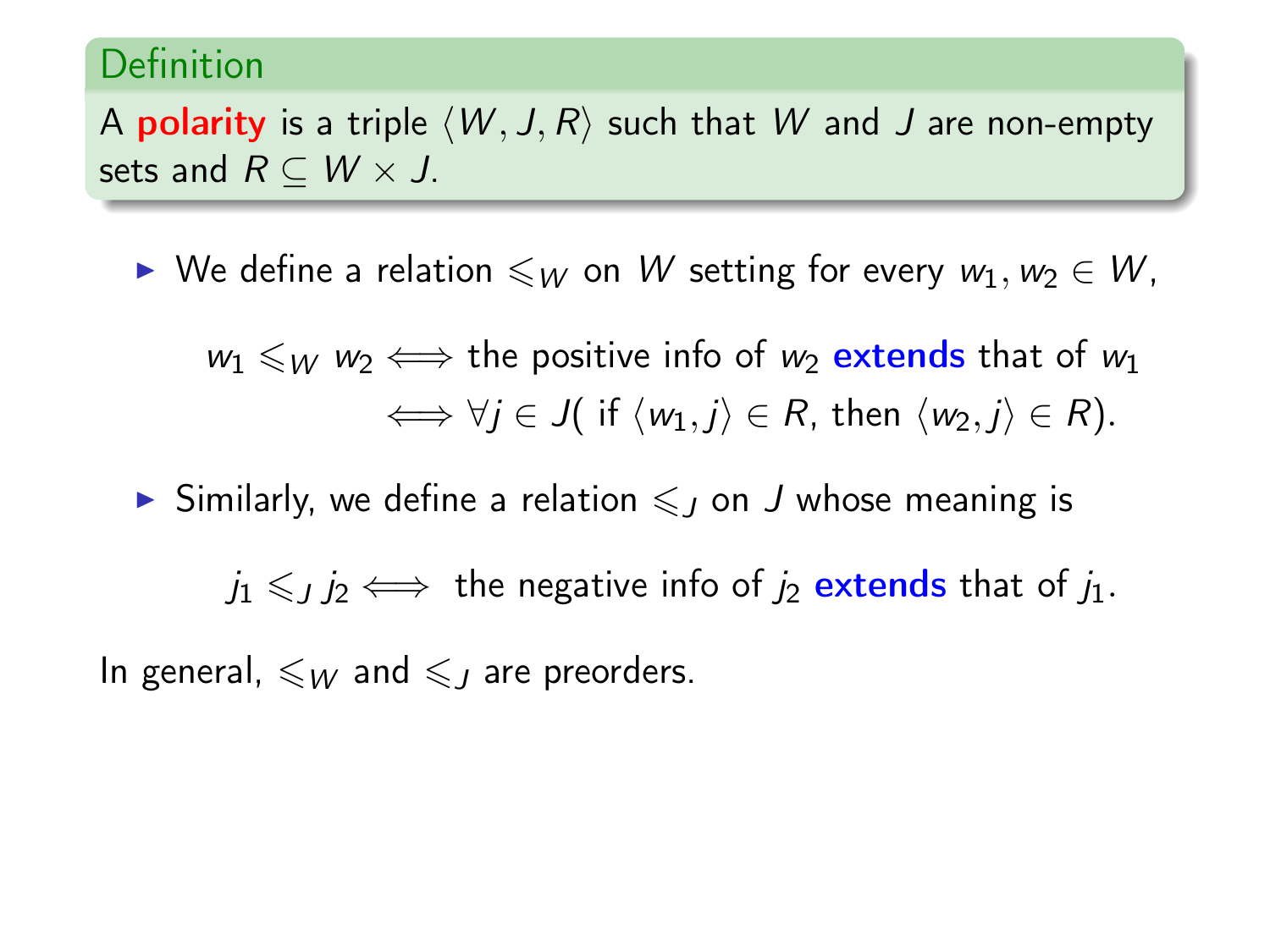**Definition**

A **polarity** is a triple $\langle W, J, R \rangle$ such that $W$ and $J$ are non-empty sets and $R \subseteq W \times J$.

- We define a relation $\leqslant_W$ on $W$ setting for every $w_1, w_2 \in W$,

$$
\begin{aligned}
w_1 \leqslant_W w_2 &\Longleftrightarrow \text{the positive info of } w_2 \textbf{ extends} \text{ that of } w_1 \\
&\Longleftrightarrow \forall j \in J(\text{ if } \langle w_1, j \rangle \in R, \text{ then } \langle w_2, j \rangle \in R).
\end{aligned}
$$

- Similarly, we define a relation $\leqslant_J$ on $J$ whose meaning is

$$
j_1 \leqslant_J j_2 \Longleftrightarrow \text{ the negative info of } j_2 \textbf{ extends} \text{ that of } j_1.
$$

In general, $\leqslant_W$ and $\leqslant_J$ are preorders.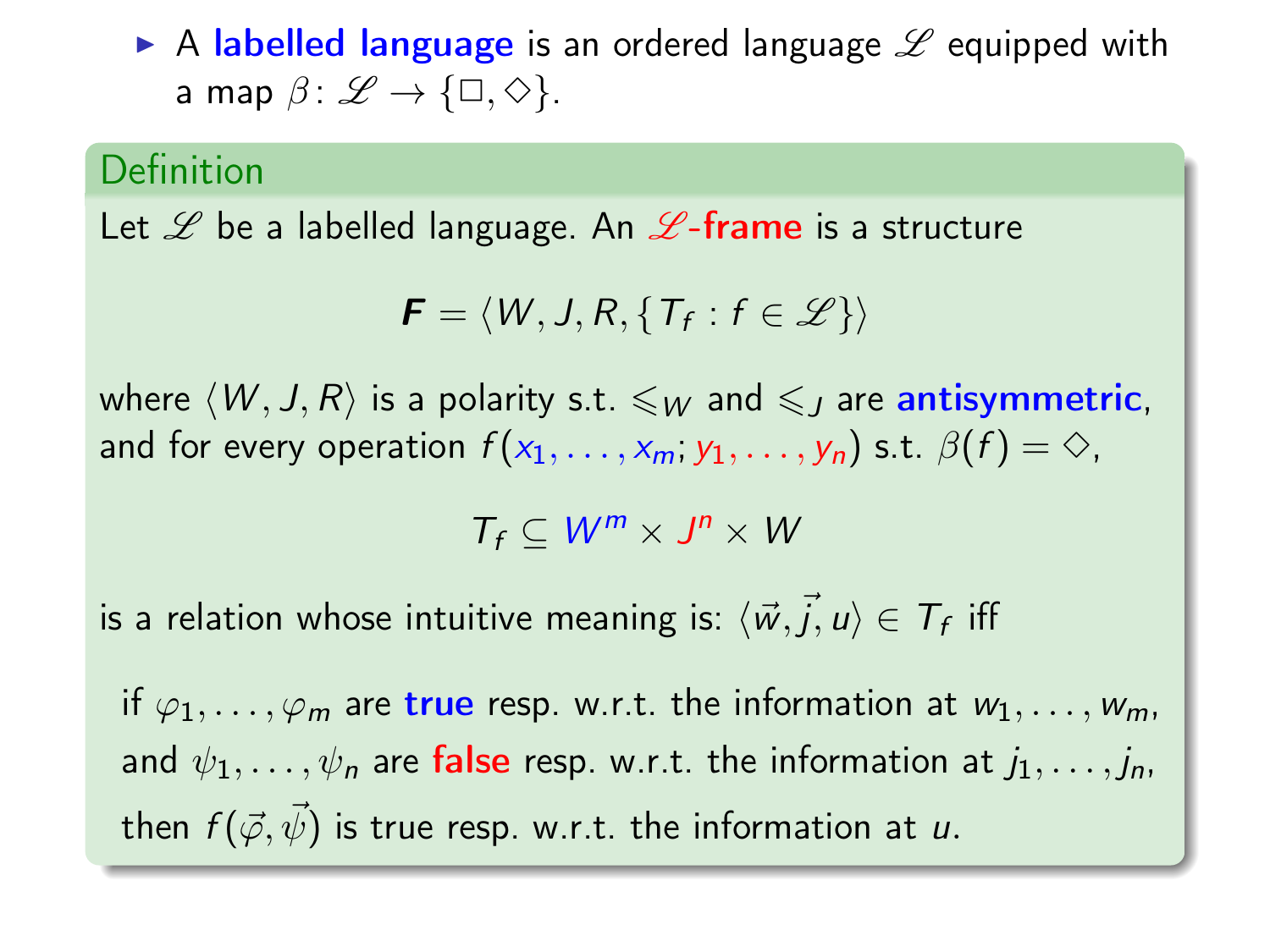- A **labelled language** is an ordered language $\mathscr{L}$ equipped with a map $\beta \colon \mathscr{L} \to \{\Box, \Diamond\}$.

**Definition**

Let $\mathscr{L}$ be a labelled language. An **$\mathscr{L}$-frame** is a structure

$$\boldsymbol{F} = \langle W, J, R, \{T_f : f \in \mathscr{L}\}\rangle$$

where $\langle W, J, R\rangle$ is a polarity s.t. $\leqslant_W$ and $\leqslant_J$ are **antisymmetric**, and for every operation $f(x_1, \ldots, x_m; y_1, \ldots, y_n)$ s.t. $\beta(f) = \Diamond$,

$$T_f \subseteq W^m \times J^n \times W$$

is a relation whose intuitive meaning is: $\langle \vec{w}, \vec{j}, u\rangle \in T_f$ iff

> if $\varphi_1, \ldots, \varphi_m$ are **true** resp. w.r.t. the information at $w_1, \ldots, w_m$,
> and $\psi_1, \ldots, \psi_n$ are **false** resp. w.r.t. the information at $j_1, \ldots, j_n$,
> then $f(\vec{\varphi}, \vec{\psi})$ is true resp. w.r.t. the information at $u$.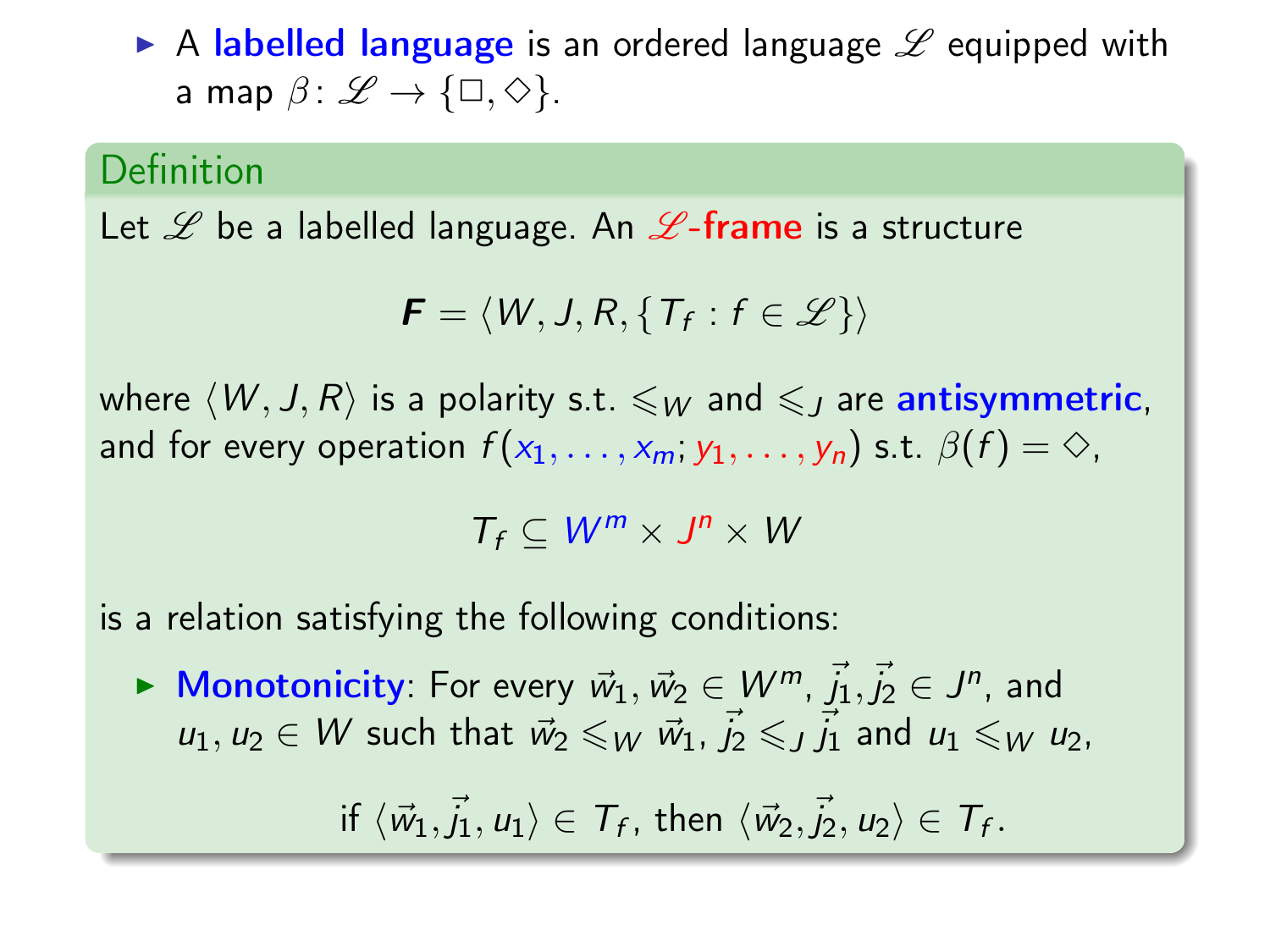- A **labelled language** is an ordered language $\mathscr{L}$ equipped with a map $\beta\colon \mathscr{L} \to \{\Box, \Diamond\}$.

**Definition**

Let $\mathscr{L}$ be a labelled language. An **$\mathscr{L}$-frame** is a structure

$$\boldsymbol{F} = \langle W, J, R, \{T_f : f \in \mathscr{L}\}\rangle$$

where $\langle W, J, R\rangle$ is a polarity s.t. $\leqslant_W$ and $\leqslant_J$ are **antisymmetric**, and for every operation $f(x_1, \ldots, x_m; y_1, \ldots, y_n)$ s.t. $\beta(f) = \Diamond$,

$$T_f \subseteq W^m \times J^n \times W$$

is a relation satisfying the following conditions:

- **Monotonicity**: For every $\vec{w}_1, \vec{w}_2 \in W^m$, $\vec{j}_1, \vec{j}_2 \in J^n$, and $u_1, u_2 \in W$ such that $\vec{w}_2 \leqslant_W \vec{w}_1$, $\vec{j}_2 \leqslant_J \vec{j}_1$ and $u_1 \leqslant_W u_2$,

$$\text{if } \langle \vec{w}_1, \vec{j}_1, u_1\rangle \in T_f, \text{ then } \langle \vec{w}_2, \vec{j}_2, u_2\rangle \in T_f.$$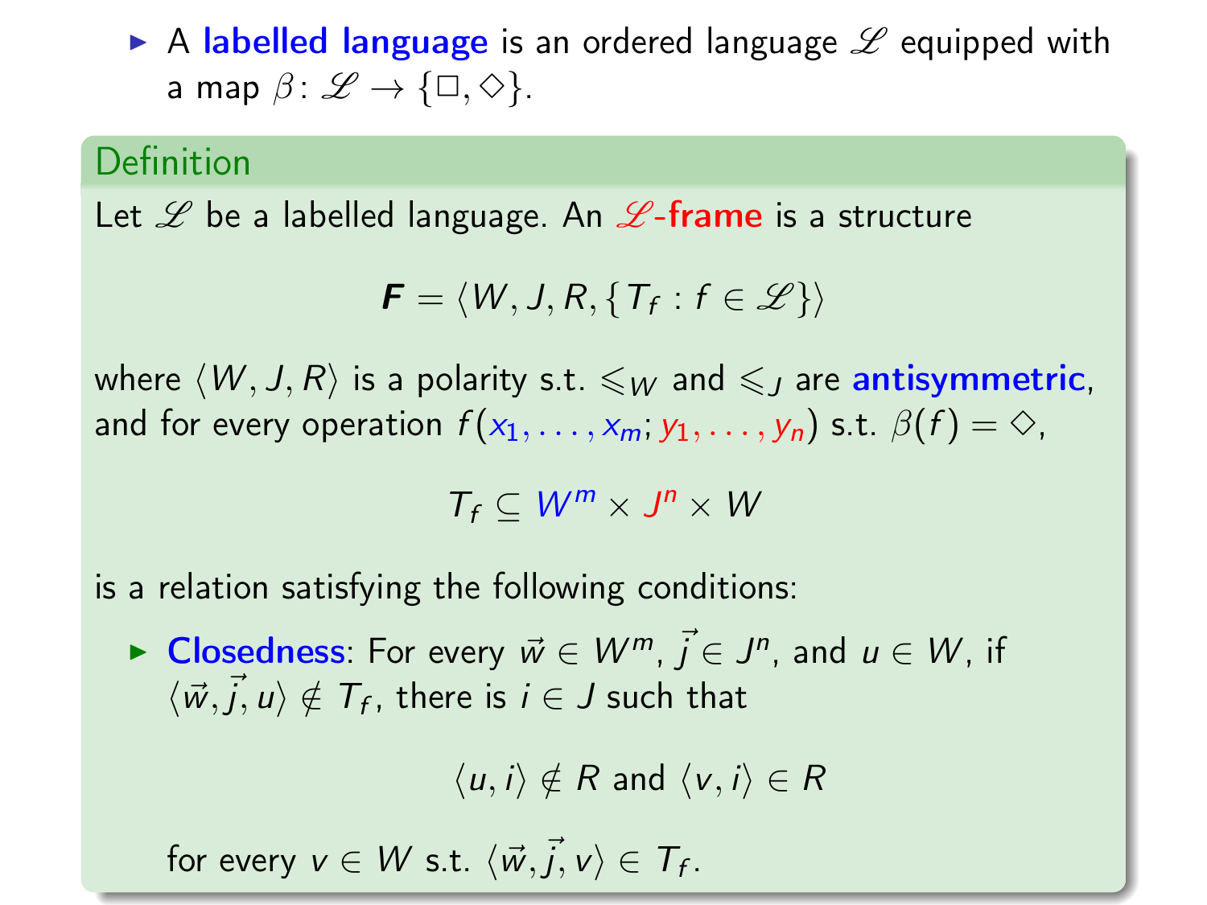- A **labelled language** is an ordered language $\mathscr{L}$ equipped with a map $\beta \colon \mathscr{L} \to \{\Box, \Diamond\}$.

### Definition

Let $\mathscr{L}$ be a labelled language. An **$\mathscr{L}$-frame** is a structure

$$\boldsymbol{F} = \langle W, J, R, \{T_f : f \in \mathscr{L}\}\rangle$$

where $\langle W, J, R\rangle$ is a polarity s.t. $\leqslant_W$ and $\leqslant_J$ are **antisymmetric**, and for every operation $f(x_1, \ldots, x_m; y_1, \ldots, y_n)$ s.t. $\beta(f) = \Diamond$,

$$T_f \subseteq W^m \times J^n \times W$$

is a relation satisfying the following conditions:

- **Closedness**: For every $\vec{w} \in W^m$, $\vec{j} \in J^n$, and $u \in W$, if $\langle \vec{w}, \vec{j}, u\rangle \notin T_f$, there is $i \in J$ such that

$$\langle u, i\rangle \notin R \text{ and } \langle v, i\rangle \in R$$

for every $v \in W$ s.t. $\langle \vec{w}, \vec{j}, v\rangle \in T_f$.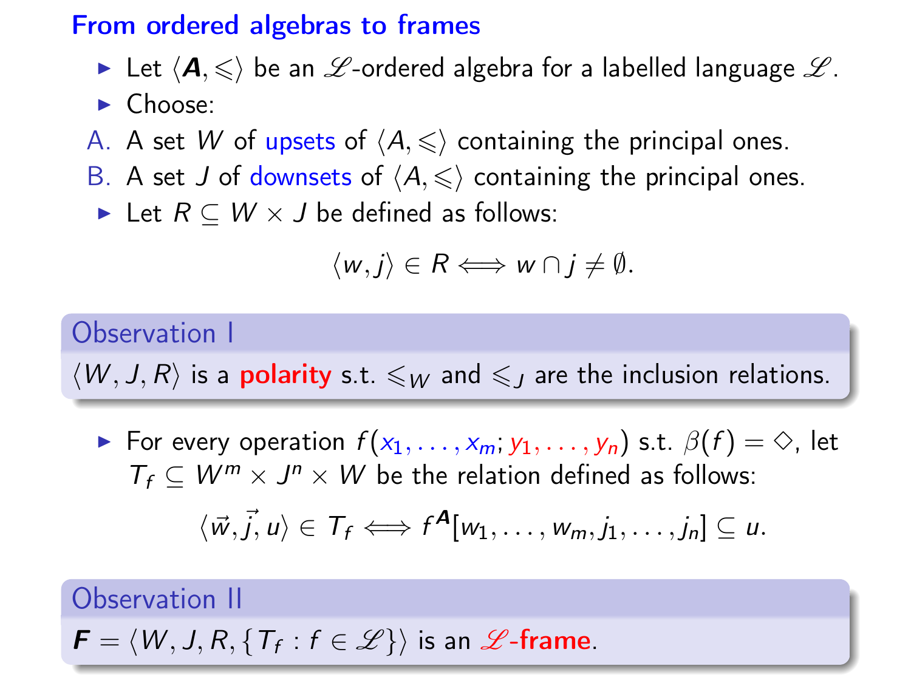## From ordered algebras to frames

- Let $\langle \boldsymbol{A}, \leqslant \rangle$ be an $\mathscr{L}$-ordered algebra for a labelled language $\mathscr{L}$.
- Choose:

A. A set $W$ of upsets of $\langle A, \leqslant \rangle$ containing the principal ones.

B. A set $J$ of downsets of $\langle A, \leqslant \rangle$ containing the principal ones.

- Let $R \subseteq W \times J$ be defined as follows:

$$\langle w, j \rangle \in R \iff w \cap j \neq \emptyset.$$

**Observation I**

$\langle W, J, R \rangle$ is a **polarity** s.t. $\leqslant_W$ and $\leqslant_J$ are the inclusion relations.

- For every operation $f(x_1, \ldots, x_m; y_1, \ldots, y_n)$ s.t. $\beta(f) = \Diamond$, let $T_f \subseteq W^m \times J^n \times W$ be the relation defined as follows:

$$\langle \vec{w}, \vec{j}, u \rangle \in T_f \iff f^{\boldsymbol{A}}[w_1, \ldots, w_m, j_1, \ldots, j_n] \subseteq u.$$

**Observation II**

$\boldsymbol{F} = \langle W, J, R, \{T_f : f \in \mathscr{L}\} \rangle$ is an **$\mathscr{L}$-frame**.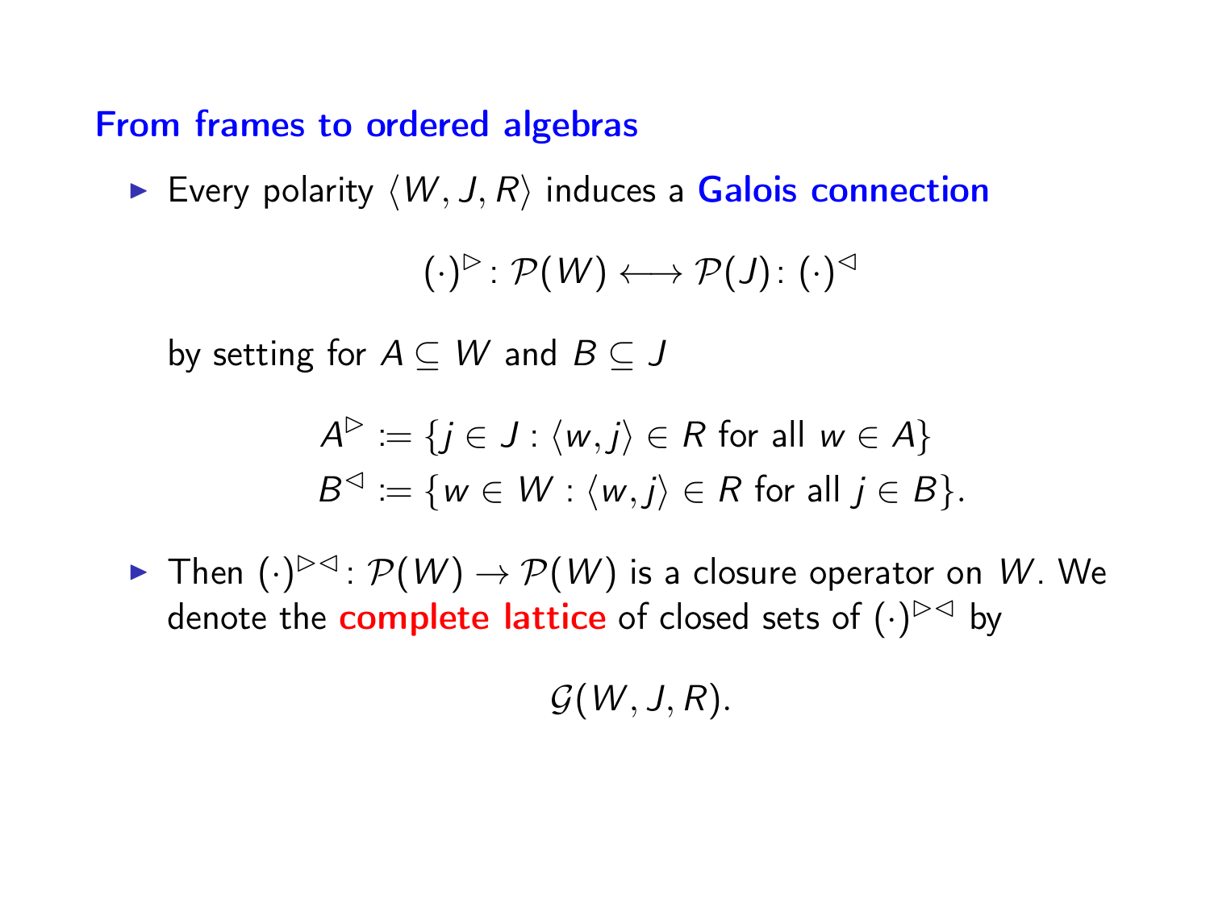## From frames to ordered algebras

- Every polarity $\langle W, J, R\rangle$ induces a **Galois connection**

$$(\cdot)^{\rhd} \colon \mathcal{P}(W) \longleftrightarrow \mathcal{P}(J) \colon (\cdot)^{\lhd}$$

  by setting for $A \subseteq W$ and $B \subseteq J$

$$A^{\rhd} := \{j \in J : \langle w, j\rangle \in R \text{ for all } w \in A\}$$
$$B^{\lhd} := \{w \in W : \langle w, j\rangle \in R \text{ for all } j \in B\}.$$

- Then $(\cdot)^{\rhd\lhd} \colon \mathcal{P}(W) \to \mathcal{P}(W)$ is a closure operator on $W$. We denote the **complete lattice** of closed sets of $(\cdot)^{\rhd\lhd}$ by

$$\mathcal{G}(W, J, R).$$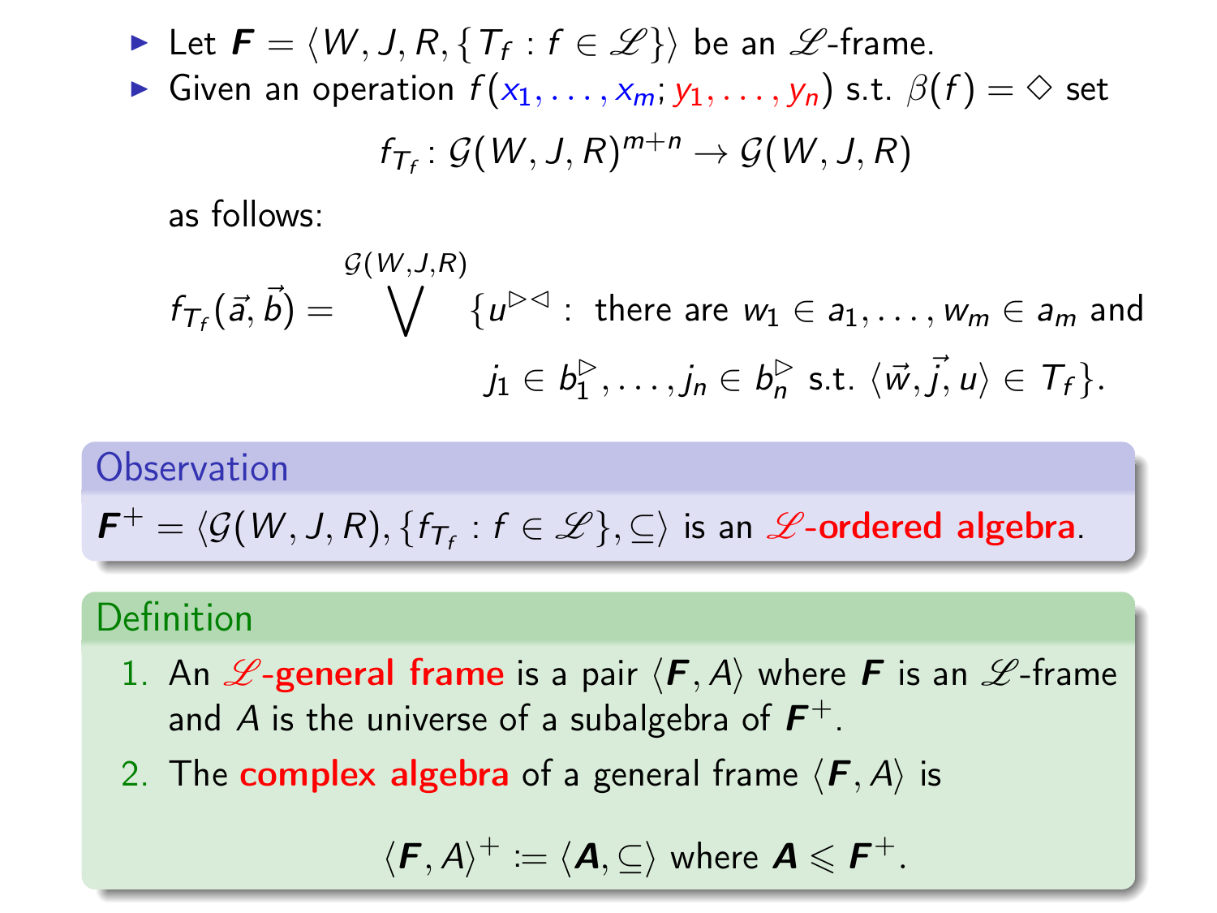- Let $\boldsymbol{F} = \langle W, J, R, \{T_f : f \in \mathscr{L}\}\rangle$ be an $\mathscr{L}$-frame.
- Given an operation $f(x_1, \dots, x_m; y_1, \dots, y_n)$ s.t. $\beta(f) = \Diamond$ set

$$f_{T_f} \colon \mathcal{G}(W, J, R)^{m+n} \to \mathcal{G}(W, J, R)$$

as follows:

$$f_{T_f}(\vec{a}, \vec{b}) = \bigvee^{\mathcal{G}(W,J,R)} \{u^{\rhd\lhd} : \text{ there are } w_1 \in a_1, \dots, w_m \in a_m \text{ and } j_1 \in b_1^{\rhd}, \dots, j_n \in b_n^{\rhd} \text{ s.t. } \langle \vec{w}, \vec{j}, u\rangle \in T_f\}.$$

**Observation**

$\boldsymbol{F}^+ = \langle \mathcal{G}(W, J, R), \{f_{T_f} : f \in \mathscr{L}\}, \subseteq\rangle$ is an **$\mathscr{L}$-ordered algebra**.

**Definition**

1. An **$\mathscr{L}$-general frame** is a pair $\langle \boldsymbol{F}, A\rangle$ where $\boldsymbol{F}$ is an $\mathscr{L}$-frame and $A$ is the universe of a subalgebra of $\boldsymbol{F}^+$.
2. The **complex algebra** of a general frame $\langle \boldsymbol{F}, A\rangle$ is

$$\langle \boldsymbol{F}, A\rangle^+ := \langle \boldsymbol{A}, \subseteq\rangle \text{ where } \boldsymbol{A} \leqslant \boldsymbol{F}^+.$$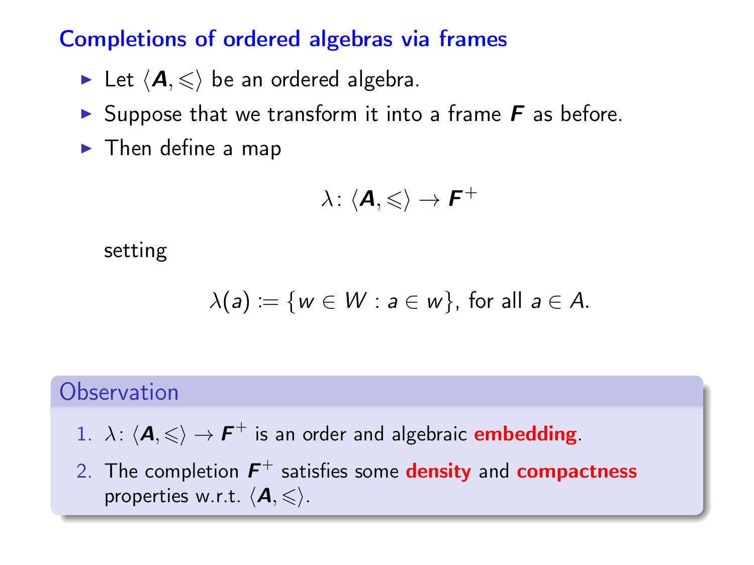## Completions of ordered algebras via frames

- Let $\langle \boldsymbol{A}, \leqslant \rangle$ be an ordered algebra.
- Suppose that we transform it into a frame $\boldsymbol{F}$ as before.
- Then define a map

$$\lambda \colon \langle \boldsymbol{A}, \leqslant \rangle \to \boldsymbol{F}^{+}$$

setting

$$\lambda(a) := \{w \in W : a \in w\}, \text{ for all } a \in A.$$

### Observation

1. $\lambda \colon \langle \boldsymbol{A}, \leqslant \rangle \to \boldsymbol{F}^{+}$ is an order and algebraic **embedding**.
2. The completion $\boldsymbol{F}^{+}$ satisfies some **density** and **compactness** properties w.r.t. $\langle \boldsymbol{A}, \leqslant \rangle$.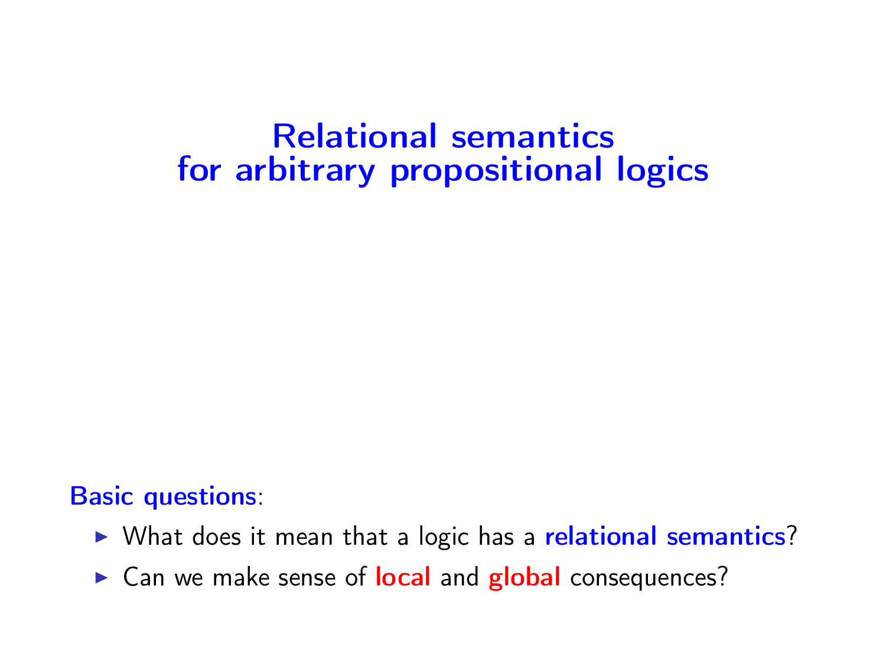# Relational semantics for arbitrary propositional logics

**Basic questions**:

- What does it mean that a logic has a **relational semantics**?
- Can we make sense of **local** and **global** consequences?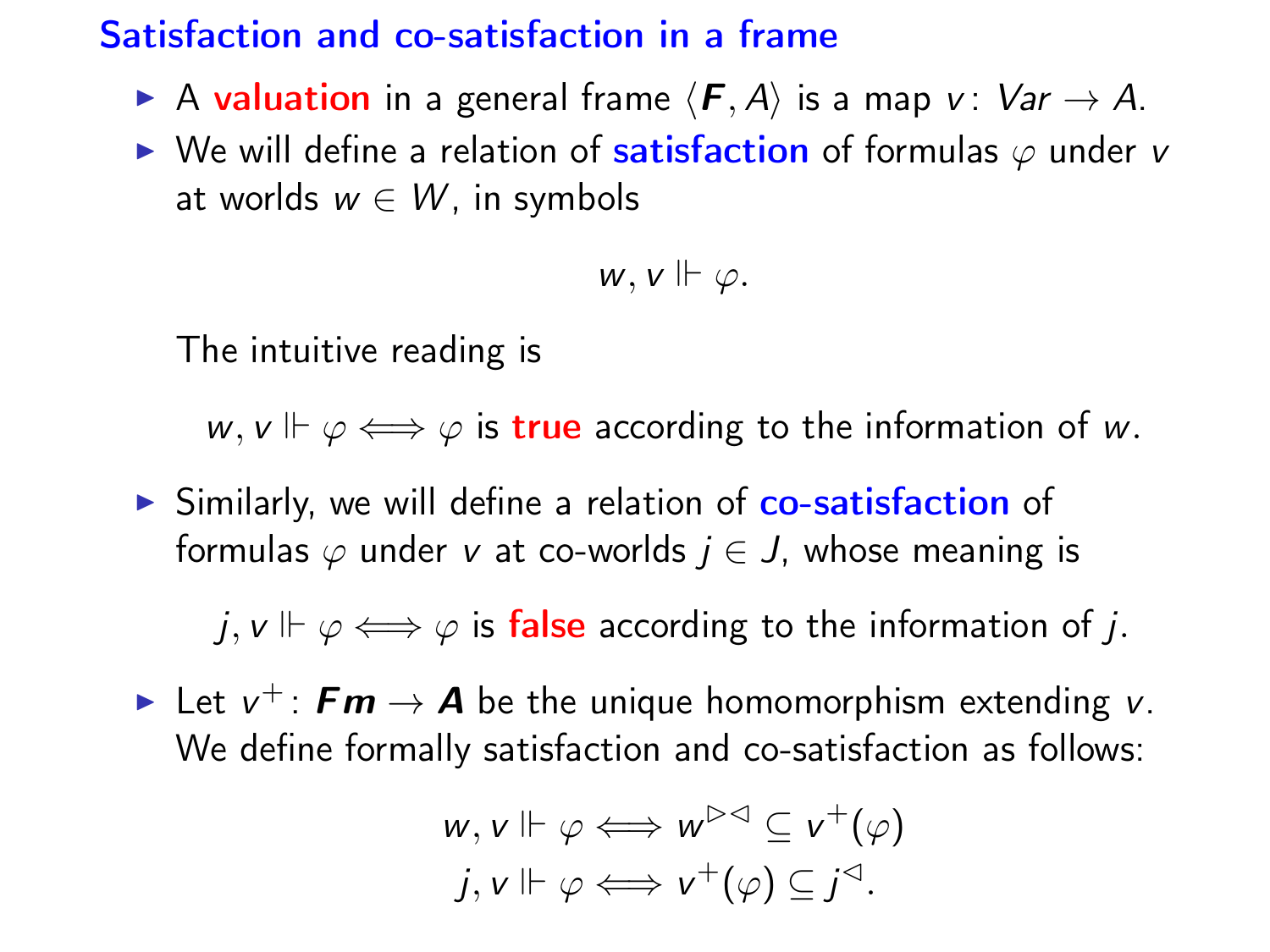## Satisfaction and co-satisfaction in a frame

- A **valuation** in a general frame $\langle \boldsymbol{F}, A \rangle$ is a map $v \colon Var \to A$.
- We will define a relation of **satisfaction** of formulas $\varphi$ under $v$ at worlds $w \in W$, in symbols

$$w, v \Vdash \varphi.$$

  The intuitive reading is

$$w, v \Vdash \varphi \iff \varphi \text{ is } \textbf{true} \text{ according to the information of } w.$$

- Similarly, we will define a relation of **co-satisfaction** of formulas $\varphi$ under $v$ at co-worlds $j \in J$, whose meaning is

$$j, v \Vdash \varphi \iff \varphi \text{ is } \textbf{false} \text{ according to the information of } j.$$

- Let $v^+ \colon \boldsymbol{Fm} \to \boldsymbol{A}$ be the unique homomorphism extending $v$. We define formally satisfaction and co-satisfaction as follows:

$$w, v \Vdash \varphi \iff w^{\rhd\lhd} \subseteq v^+(\varphi)$$
$$j, v \Vdash \varphi \iff v^+(\varphi) \subseteq j^{\lhd}.$$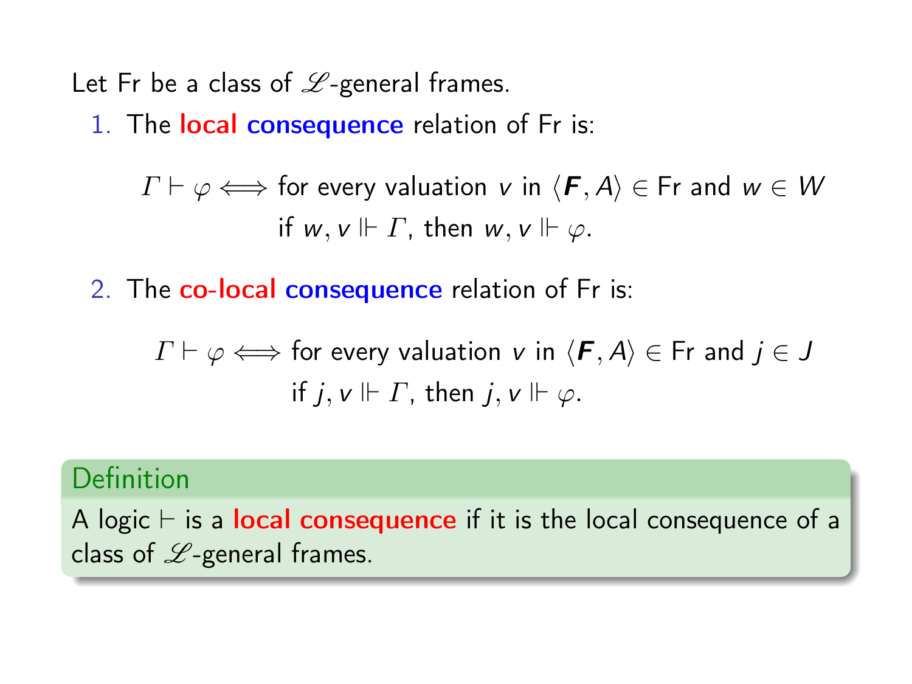Let Fr be a class of $\mathscr{L}$-general frames.

1. The **local consequence** relation of Fr is:

$$\Gamma \vdash \varphi \iff \text{for every valuation } v \text{ in } \langle \boldsymbol{F}, A \rangle \in \text{Fr and } w \in W \text{ if } w, v \Vdash \Gamma, \text{ then } w, v \Vdash \varphi.$$

2. The **co-local consequence** relation of Fr is:

$$\Gamma \vdash \varphi \iff \text{for every valuation } v \text{ in } \langle \boldsymbol{F}, A \rangle \in \text{Fr and } j \in J \text{ if } j, v \Vdash \Gamma, \text{ then } j, v \Vdash \varphi.$$

**Definition**

A logic $\vdash$ is a **local consequence** if it is the local consequence of a class of $\mathscr{L}$-general frames.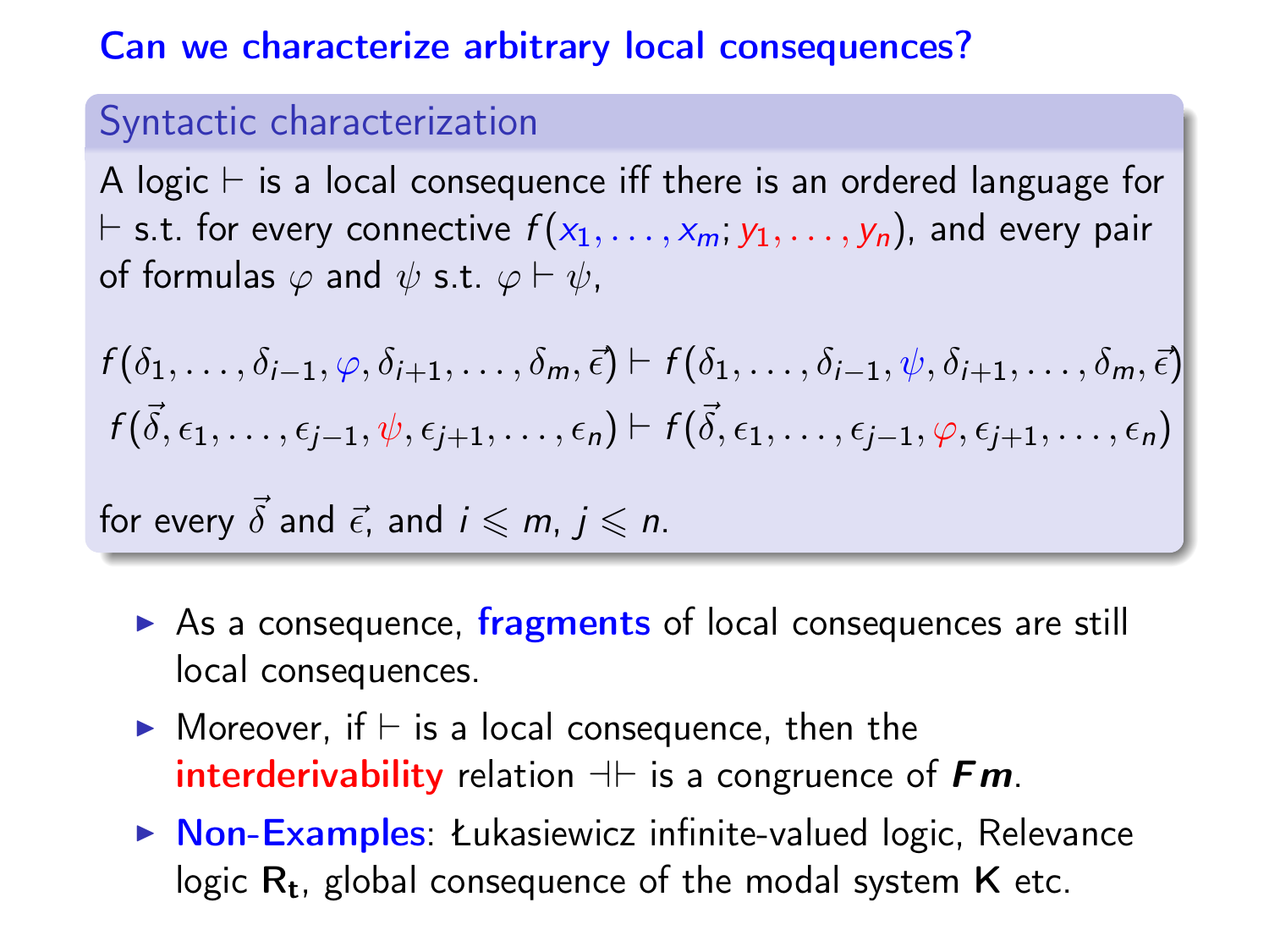## Can we characterize arbitrary local consequences?

### Syntactic characterization

A logic $\vdash$ is a local consequence iff there is an ordered language for $\vdash$ s.t. for every connective $f(x_1, \ldots, x_m; y_1, \ldots, y_n)$, and every pair of formulas $\varphi$ and $\psi$ s.t. $\varphi \vdash \psi$,

$$f(\delta_1, \ldots, \delta_{i-1}, \varphi, \delta_{i+1}, \ldots, \delta_m, \vec{\epsilon}) \vdash f(\delta_1, \ldots, \delta_{i-1}, \psi, \delta_{i+1}, \ldots, \delta_m, \vec{\epsilon})$$

$$f(\vec{\delta}, \epsilon_1, \ldots, \epsilon_{j-1}, \psi, \epsilon_{j+1}, \ldots, \epsilon_n) \vdash f(\vec{\delta}, \epsilon_1, \ldots, \epsilon_{j-1}, \varphi, \epsilon_{j+1}, \ldots, \epsilon_n)$$

for every $\vec{\delta}$ and $\vec{\epsilon}$, and $i \leqslant m$, $j \leqslant n$.

- As a consequence, **fragments** of local consequences are still local consequences.
- Moreover, if $\vdash$ is a local consequence, then the **interderivability** relation $\dashv\vdash$ is a congruence of $\boldsymbol{Fm}$.
- **Non-Examples**: Łukasiewicz infinite-valued logic, Relevance logic $\mathbf{R_t}$, global consequence of the modal system $\mathbf{K}$ etc.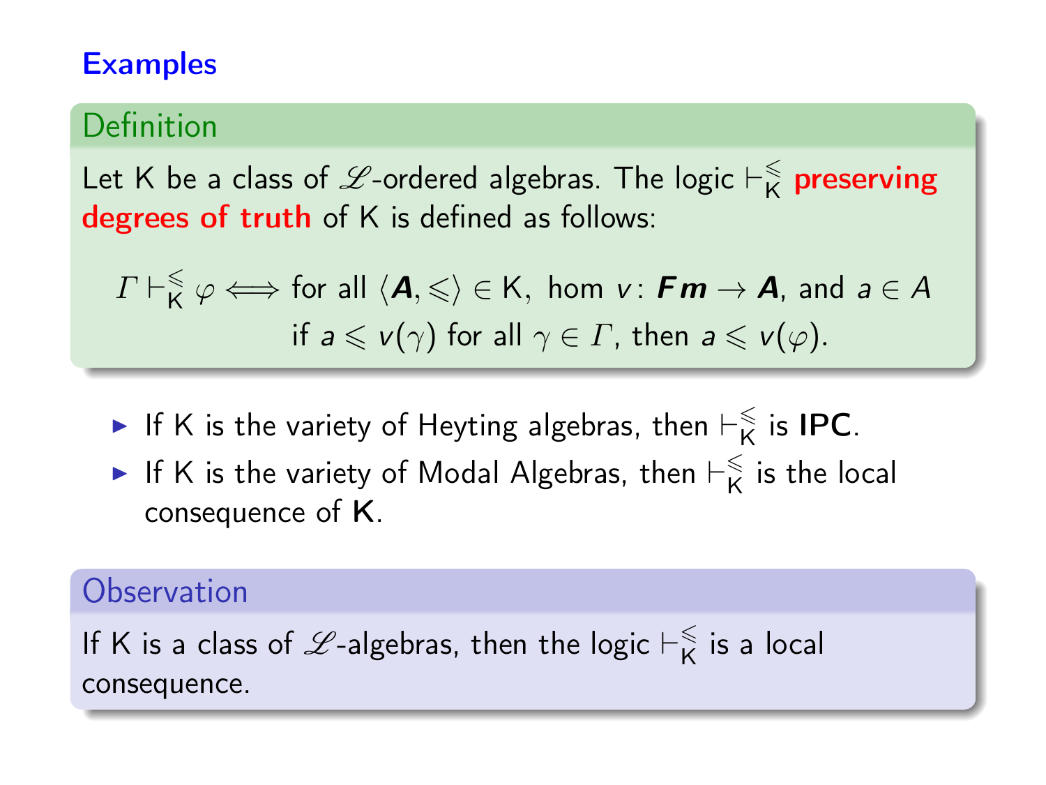## Examples

### Definition

Let K be a class of $\mathscr{L}$-ordered algebras. The logic $\vdash_{\mathsf{K}}^{\leqslant}$ **preserving degrees of truth** of K is defined as follows:

$$\Gamma \vdash_{\mathsf{K}}^{\leqslant} \varphi \Longleftrightarrow \text{for all } \langle \boldsymbol{A}, \leqslant \rangle \in \mathsf{K}, \text{ hom } v\colon \boldsymbol{Fm} \to \boldsymbol{A}, \text{ and } a \in A$$
$$\text{if } a \leqslant v(\gamma) \text{ for all } \gamma \in \Gamma, \text{ then } a \leqslant v(\varphi).$$

- If K is the variety of Heyting algebras, then $\vdash_{\mathsf{K}}^{\leqslant}$ is **IPC**.
- If K is the variety of Modal Algebras, then $\vdash_{\mathsf{K}}^{\leqslant}$ is the local consequence of **K**.

### Observation

If K is a class of $\mathscr{L}$-algebras, then the logic $\vdash_{\mathsf{K}}^{\leqslant}$ is a local consequence.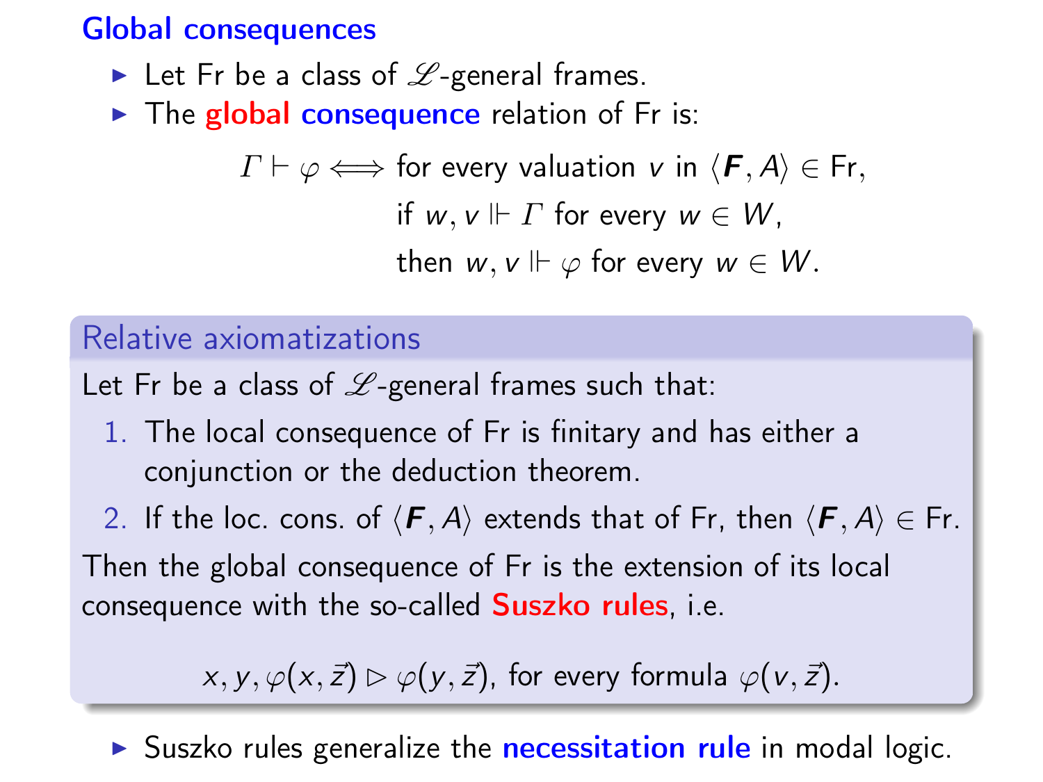## Global consequences

- Let Fr be a class of $\mathscr{L}$-general frames.
- The **global consequence** relation of Fr is:

$$\varGamma \vdash \varphi \Longleftrightarrow \text{for every valuation } v \text{ in } \langle \boldsymbol{F}, A \rangle \in \text{Fr}, \text{ if } w, v \Vdash \varGamma \text{ for every } w \in W, \text{ then } w, v \Vdash \varphi \text{ for every } w \in W.$$

### Relative axiomatizations

Let Fr be a class of $\mathscr{L}$-general frames such that:

1. The local consequence of Fr is finitary and has either a conjunction or the deduction theorem.
2. If the loc. cons. of $\langle \boldsymbol{F}, A \rangle$ extends that of Fr, then $\langle \boldsymbol{F}, A \rangle \in \text{Fr}$.

Then the global consequence of Fr is the extension of its local consequence with the so-called **Suszko rules**, i.e.

$$x, y, \varphi(x, \vec{z}) \rhd \varphi(y, \vec{z}), \text{ for every formula } \varphi(v, \vec{z}).$$

- Suszko rules generalize the **necessitation rule** in modal logic.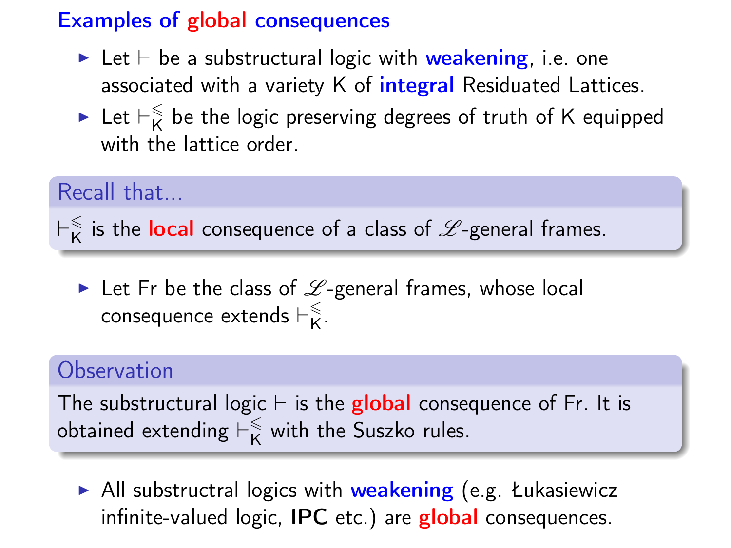## Examples of global consequences

- Let $\vdash$ be a substructural logic with **weakening**, i.e. one associated with a variety K of **integral** Residuated Lattices.
- Let $\vdash^{\leqslant}_{\mathsf{K}}$ be the logic preserving degrees of truth of K equipped with the lattice order.

**Recall that...**

$\vdash^{\leqslant}_{\mathsf{K}}$ is the **local** consequence of a class of $\mathscr{L}$-general frames.

- Let Fr be the class of $\mathscr{L}$-general frames, whose local consequence extends $\vdash^{\leqslant}_{\mathsf{K}}$.

**Observation**

The substructural logic $\vdash$ is the **global** consequence of Fr. It is obtained extending $\vdash^{\leqslant}_{\mathsf{K}}$ with the Suszko rules.

- All substructral logics with **weakening** (e.g. Łukasiewicz infinite-valued logic, **IPC** etc.) are **global** consequences.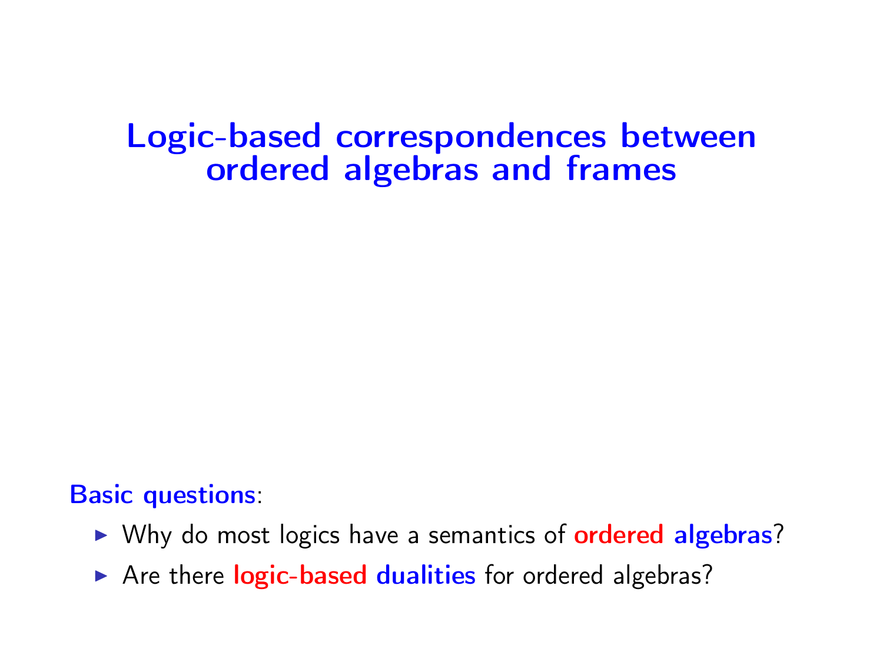# Logic-based correspondences between ordered algebras and frames

**Basic questions**:

- Why do most logics have a semantics of **ordered algebras**?
- Are there **logic-based dualities** for ordered algebras?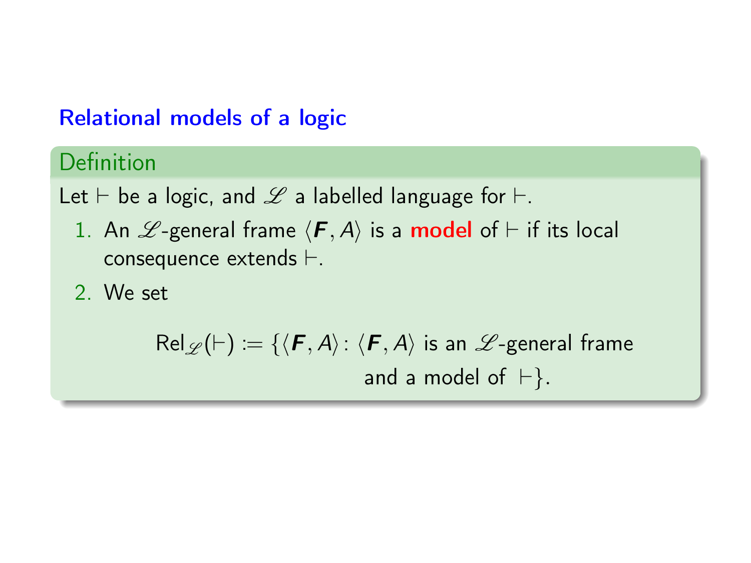## Relational models of a logic

### Definition

Let $\vdash$ be a logic, and $\mathscr{L}$ a labelled language for $\vdash$.

1. An $\mathscr{L}$-general frame $\langle \boldsymbol{F}, A \rangle$ is a **model** of $\vdash$ if its local consequence extends $\vdash$.
2. We set

$$\mathsf{Rel}_{\mathscr{L}}(\vdash) := \{\langle \boldsymbol{F}, A \rangle \colon \langle \boldsymbol{F}, A \rangle \text{ is an } \mathscr{L}\text{-general frame and a model of } \vdash\}.$$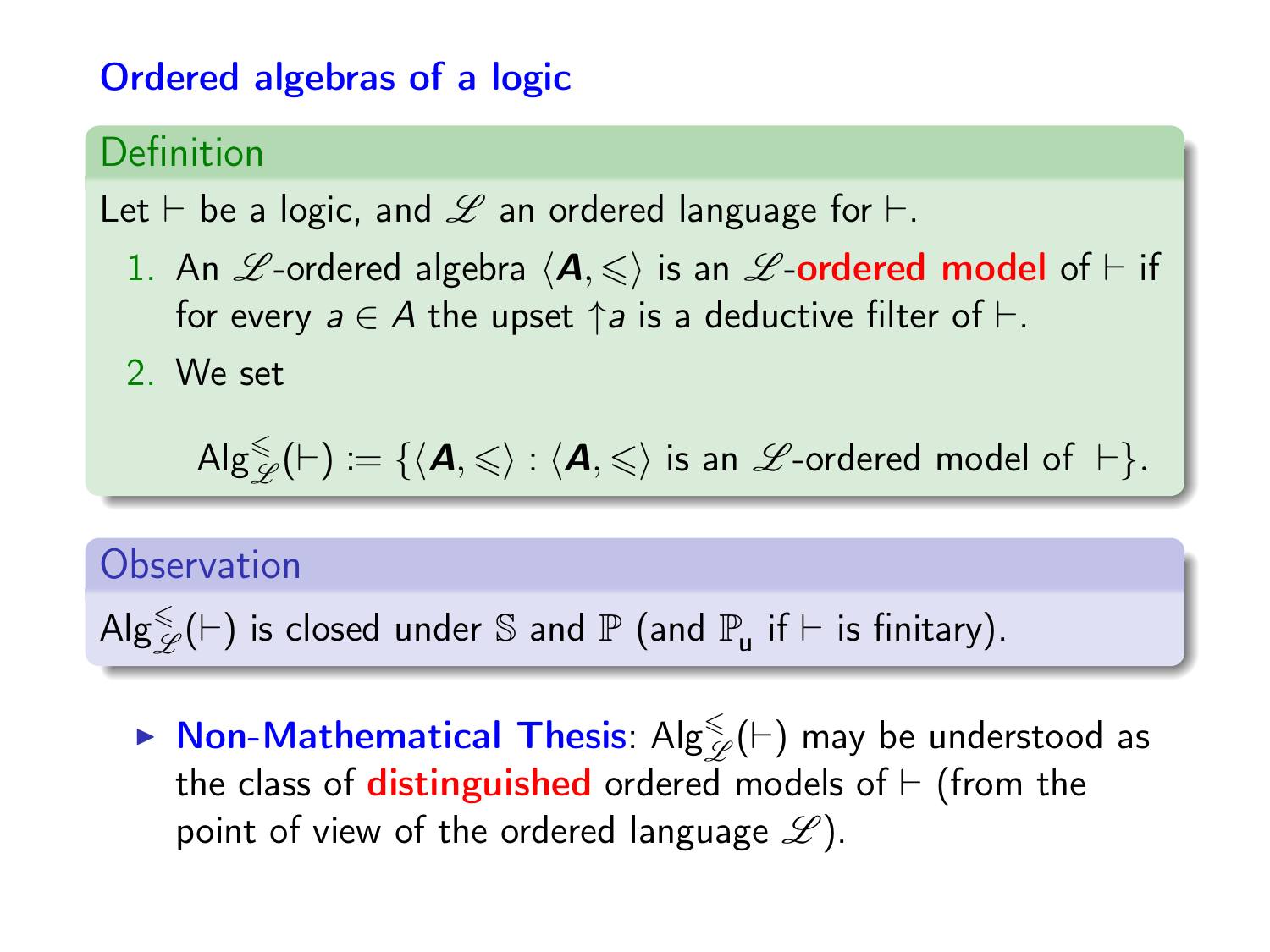## Ordered algebras of a logic

**Definition**

Let $\vdash$ be a logic, and $\mathscr{L}$ an ordered language for $\vdash$.

1. An $\mathscr{L}$-ordered algebra $\langle \boldsymbol{A}, \leqslant \rangle$ is an $\mathscr{L}$-**ordered model** of $\vdash$ if for every $a \in A$ the upset $\uparrow a$ is a deductive filter of $\vdash$.
2. We set

$$\mathsf{Alg}^{\leqslant}_{\mathscr{L}}(\vdash) := \{\langle \boldsymbol{A}, \leqslant \rangle : \langle \boldsymbol{A}, \leqslant \rangle \text{ is an } \mathscr{L}\text{-ordered model of } \vdash\}.$$

**Observation**

$\mathsf{Alg}^{\leqslant}_{\mathscr{L}}(\vdash)$ is closed under $\mathbb{S}$ and $\mathbb{P}$ (and $\mathbb{P}_{\mathsf{u}}$ if $\vdash$ is finitary).

- **Non-Mathematical Thesis**: $\mathsf{Alg}^{\leqslant}_{\mathscr{L}}(\vdash)$ may be understood as the class of **distinguished** ordered models of $\vdash$ (from the point of view of the ordered language $\mathscr{L}$).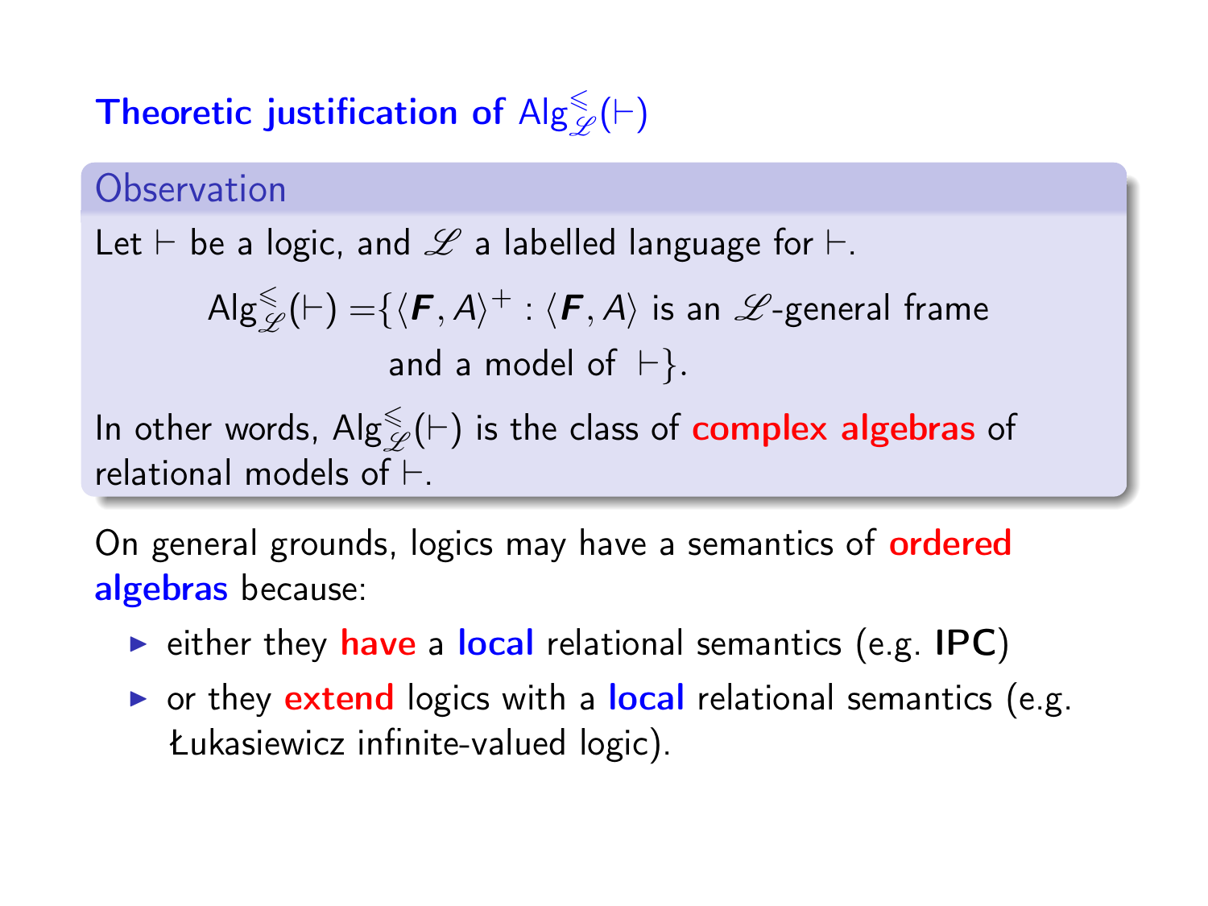## Theoretic justification of $\mathsf{Alg}^{\leqslant}_{\mathscr{L}}(\vdash)$

**Observation**

Let $\vdash$ be a logic, and $\mathscr{L}$ a labelled language for $\vdash$.

$$\mathsf{Alg}^{\leqslant}_{\mathscr{L}}(\vdash) = \{\langle \boldsymbol{F}, A\rangle^{+} : \langle \boldsymbol{F}, A\rangle \text{ is an } \mathscr{L}\text{-general frame and a model of } \vdash\}.$$

In other words, $\mathsf{Alg}^{\leqslant}_{\mathscr{L}}(\vdash)$ is the class of **complex algebras** of relational models of $\vdash$.

On general grounds, logics may have a semantics of **ordered algebras** because:

- either they **have** a **local** relational semantics (e.g. **IPC**)
- or they **extend** logics with a **local** relational semantics (e.g. Łukasiewicz infinite-valued logic).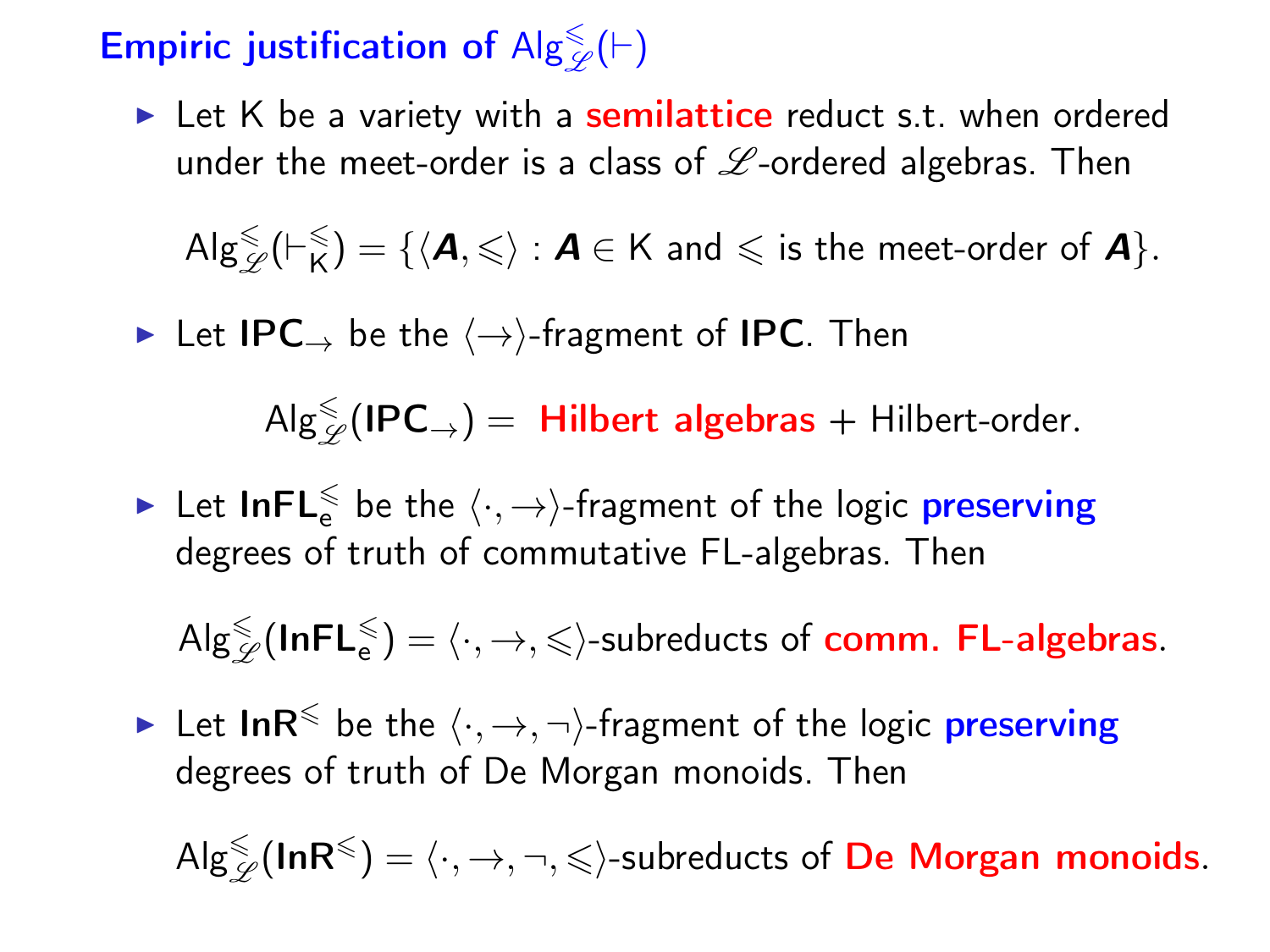## Empiric justification of $\mathrm{Alg}^{\leqslant}_{\mathscr{L}}(\vdash)$

- Let K be a variety with a **semilattice** reduct s.t. when ordered under the meet-order is a class of $\mathscr{L}$-ordered algebras. Then

$$\mathrm{Alg}^{\leqslant}_{\mathscr{L}}(\vdash^{\leqslant}_{\mathsf{K}}) = \{\langle \boldsymbol{A}, \leqslant\rangle : \boldsymbol{A} \in \mathsf{K} \text{ and } \leqslant \text{ is the meet-order of } \boldsymbol{A}\}.$$

- Let $\mathbf{IPC}_{\to}$ be the $\langle\to\rangle$-fragment of **IPC**. Then

$$\mathrm{Alg}^{\leqslant}_{\mathscr{L}}(\mathbf{IPC}_{\to}) = \text{ **Hilbert algebras** } + \text{ Hilbert-order.}$$

- Let $\mathbf{InFL}^{\leqslant}_{\mathsf{e}}$ be the $\langle\cdot,\to\rangle$-fragment of the logic **preserving** degrees of truth of commutative FL-algebras. Then

$$\mathrm{Alg}^{\leqslant}_{\mathscr{L}}(\mathbf{InFL}^{\leqslant}_{\mathsf{e}}) = \langle\cdot,\to,\leqslant\rangle\text{-subreducts of **comm. FL-algebras**.}$$

- Let $\mathbf{InR}^{\leqslant}$ be the $\langle\cdot,\to,\neg\rangle$-fragment of the logic **preserving** degrees of truth of De Morgan monoids. Then

$$\mathrm{Alg}^{\leqslant}_{\mathscr{L}}(\mathbf{InR}^{\leqslant}) = \langle\cdot,\to,\neg,\leqslant\rangle\text{-subreducts of **De Morgan monoids**.}$$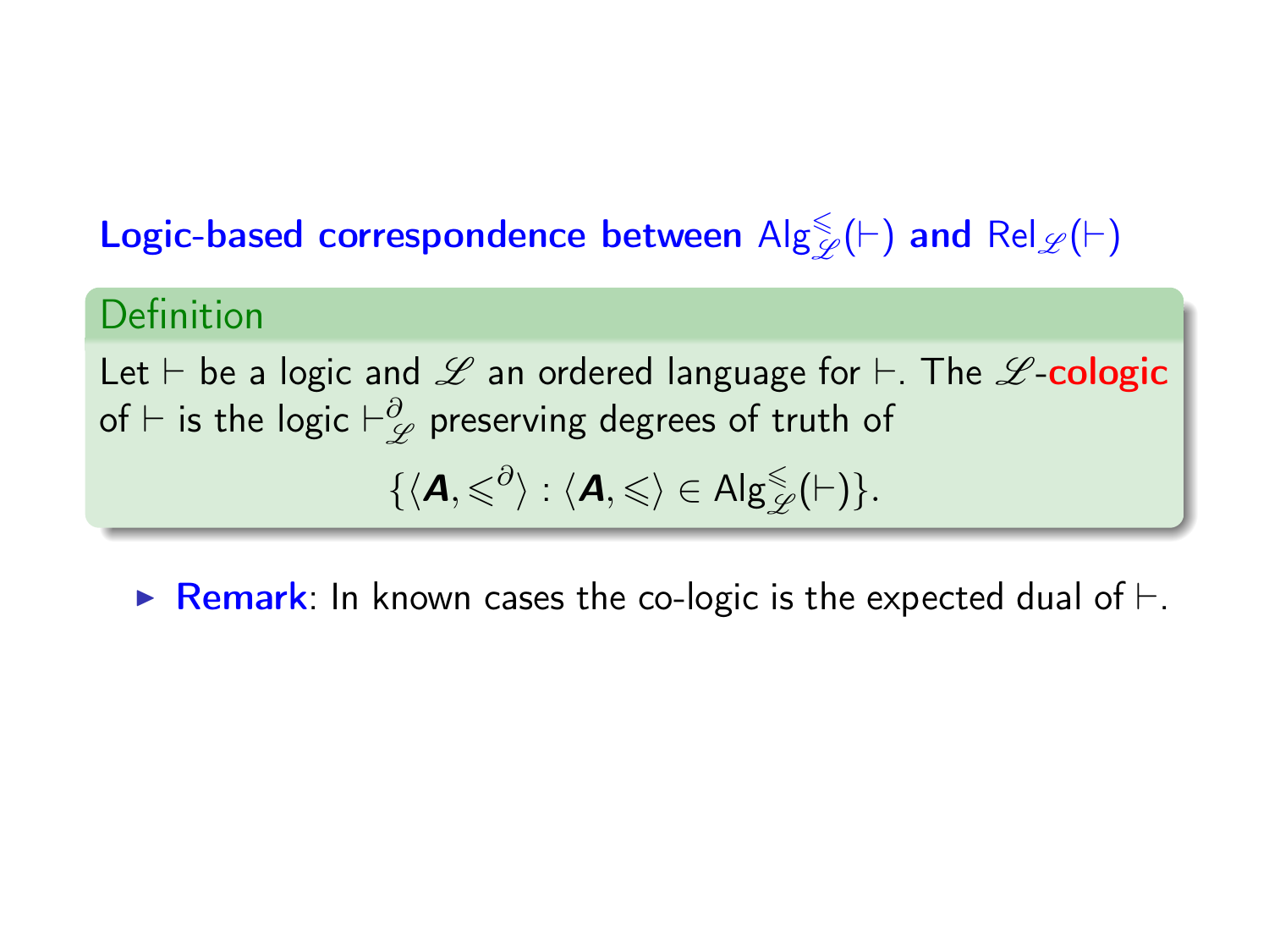## Logic-based correspondence between $\mathsf{Alg}^{\leqslant}_{\mathscr{L}}(\vdash)$ and $\mathsf{Rel}_{\mathscr{L}}(\vdash)$

**Definition**

Let $\vdash$ be a logic and $\mathscr{L}$ an ordered language for $\vdash$. The $\mathscr{L}$-**cologic** of $\vdash$ is the logic $\vdash^{\partial}_{\mathscr{L}}$ preserving degrees of truth of

$$\{\langle \boldsymbol{A}, \leqslant^{\partial}\rangle : \langle \boldsymbol{A}, \leqslant\rangle \in \mathsf{Alg}^{\leqslant}_{\mathscr{L}}(\vdash)\}.$$

- **Remark**: In known cases the co-logic is the expected dual of $\vdash$.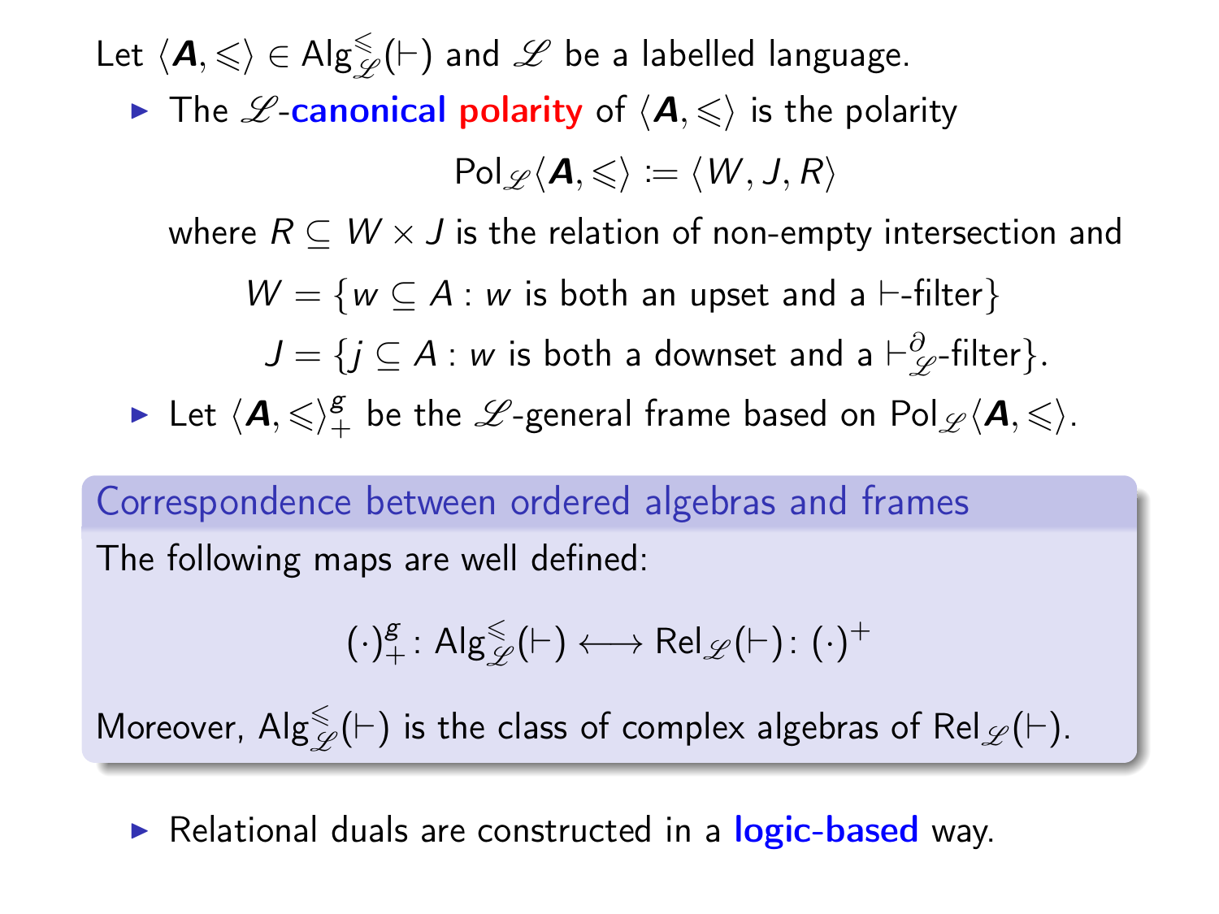Let $\langle \boldsymbol{A}, \leqslant \rangle \in \mathsf{Alg}^{\leqslant}_{\mathscr{L}}(\vdash)$ and $\mathscr{L}$ be a labelled language.

- The $\mathscr{L}$-**canonical** **polarity** of $\langle \boldsymbol{A}, \leqslant \rangle$ is the polarity

$$\mathsf{Pol}_{\mathscr{L}}\langle \boldsymbol{A}, \leqslant \rangle \coloneqq \langle W, J, R \rangle$$

  where $R \subseteq W \times J$ is the relation of non-empty intersection and

$$W = \{w \subseteq A : w \text{ is both an upset and a } \vdash\text{-filter}\}$$

$$J = \{j \subseteq A : w \text{ is both a downset and a } \vdash^{\partial}_{\mathscr{L}}\text{-filter}\}.$$

- Let $\langle \boldsymbol{A}, \leqslant \rangle^{g}_{+}$ be the $\mathscr{L}$-general frame based on $\mathsf{Pol}_{\mathscr{L}}\langle \boldsymbol{A}, \leqslant \rangle$.

**Correspondence between ordered algebras and frames**

The following maps are well defined:

$$(\cdot)^{g}_{+} \colon \mathsf{Alg}^{\leqslant}_{\mathscr{L}}(\vdash) \longleftrightarrow \mathsf{Rel}_{\mathscr{L}}(\vdash) \colon (\cdot)^{+}$$

Moreover, $\mathsf{Alg}^{\leqslant}_{\mathscr{L}}(\vdash)$ is the class of complex algebras of $\mathsf{Rel}_{\mathscr{L}}(\vdash)$.

- Relational duals are constructed in a **logic-based** way.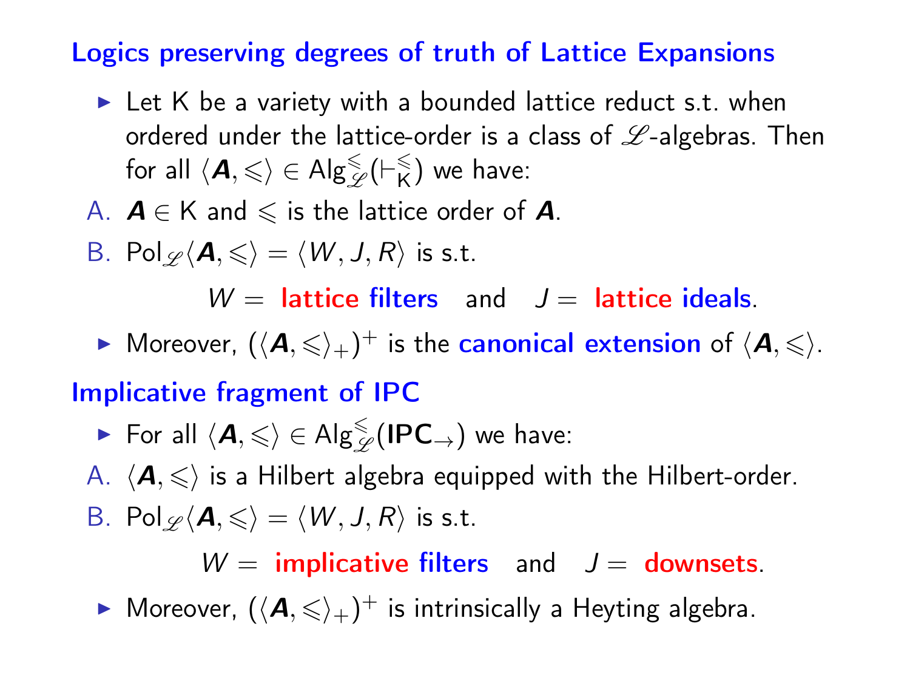## Logics preserving degrees of truth of Lattice Expansions

- Let K be a variety with a bounded lattice reduct s.t. when ordered under the lattice-order is a class of $\mathscr{L}$-algebras. Then for all $\langle \boldsymbol{A}, \leqslant \rangle \in \mathrm{Alg}^{\leqslant}_{\mathscr{L}}(\vdash^{\leqslant}_{\mathsf{K}})$ we have:

A. $\boldsymbol{A} \in \mathsf{K}$ and $\leqslant$ is the lattice order of $\boldsymbol{A}$.

B. $\mathrm{Pol}_{\mathscr{L}}\langle \boldsymbol{A}, \leqslant \rangle = \langle W, J, R \rangle$ is s.t.

$$W = \text{ lattice filters} \quad \text{and} \quad J = \text{ lattice ideals}.$$

- Moreover, $(\langle \boldsymbol{A}, \leqslant \rangle_+)^+$ is the canonical extension of $\langle \boldsymbol{A}, \leqslant \rangle$.

## Implicative fragment of IPC

- For all $\langle \boldsymbol{A}, \leqslant \rangle \in \mathrm{Alg}^{\leqslant}_{\mathscr{L}}(\mathbf{IPC}_{\rightarrow})$ we have:

A. $\langle \boldsymbol{A}, \leqslant \rangle$ is a Hilbert algebra equipped with the Hilbert-order.

B. $\mathrm{Pol}_{\mathscr{L}}\langle \boldsymbol{A}, \leqslant \rangle = \langle W, J, R \rangle$ is s.t.

$$W = \text{ implicative filters} \quad \text{and} \quad J = \text{ downsets}.$$

- Moreover, $(\langle \boldsymbol{A}, \leqslant \rangle_+)^+$ is intrinsically a Heyting algebra.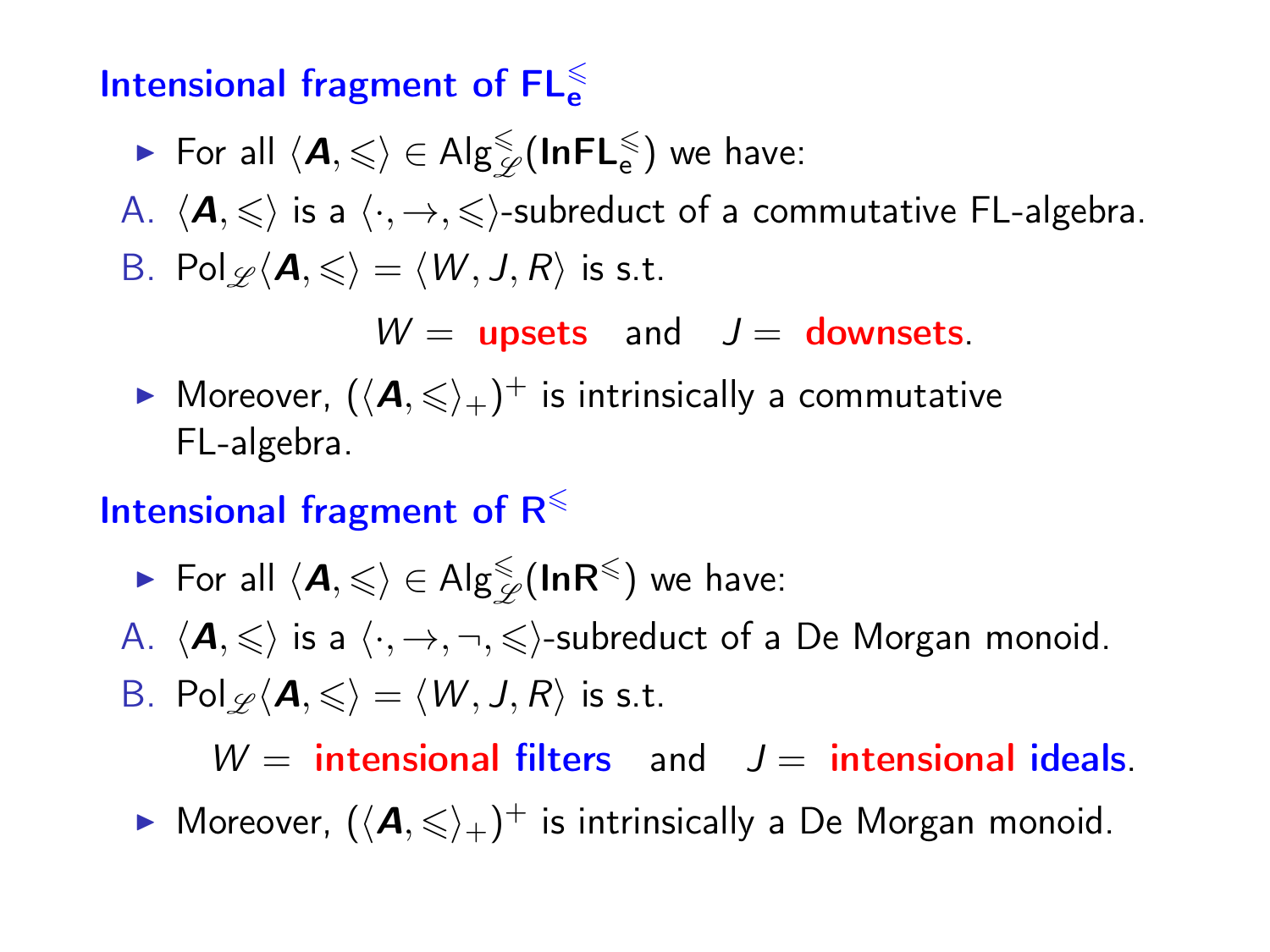## Intensional fragment of $\mathbf{FL_e^{\leqslant}}$

- For all $\langle \boldsymbol{A}, \leqslant \rangle \in \mathrm{Alg}^{\leqslant}_{\mathscr{L}}(\mathbf{InFL_e^{\leqslant}})$ we have:

A. $\langle \boldsymbol{A}, \leqslant \rangle$ is a $\langle \cdot, \rightarrow, \leqslant \rangle$-subreduct of a commutative FL-algebra.

B. $\mathrm{Pol}_{\mathscr{L}} \langle \boldsymbol{A}, \leqslant \rangle = \langle W, J, R \rangle$ is s.t.

$$W = \text{ upsets} \quad \text{and} \quad J = \text{ downsets}.$$

- Moreover, $(\langle \boldsymbol{A}, \leqslant \rangle_+)^+$ is intrinsically a commutative FL-algebra.

## Intensional fragment of $\mathbf{R}^{\leqslant}$

- For all $\langle \boldsymbol{A}, \leqslant \rangle \in \mathrm{Alg}^{\leqslant}_{\mathscr{L}}(\mathbf{InR}^{\leqslant})$ we have:

A. $\langle \boldsymbol{A}, \leqslant \rangle$ is a $\langle \cdot, \rightarrow, \neg, \leqslant \rangle$-subreduct of a De Morgan monoid.

B. $\mathrm{Pol}_{\mathscr{L}} \langle \boldsymbol{A}, \leqslant \rangle = \langle W, J, R \rangle$ is s.t.

$$W = \text{ intensional filters} \quad \text{and} \quad J = \text{ intensional ideals}.$$

- Moreover, $(\langle \boldsymbol{A}, \leqslant \rangle_+)^+$ is intrinsically a De Morgan monoid.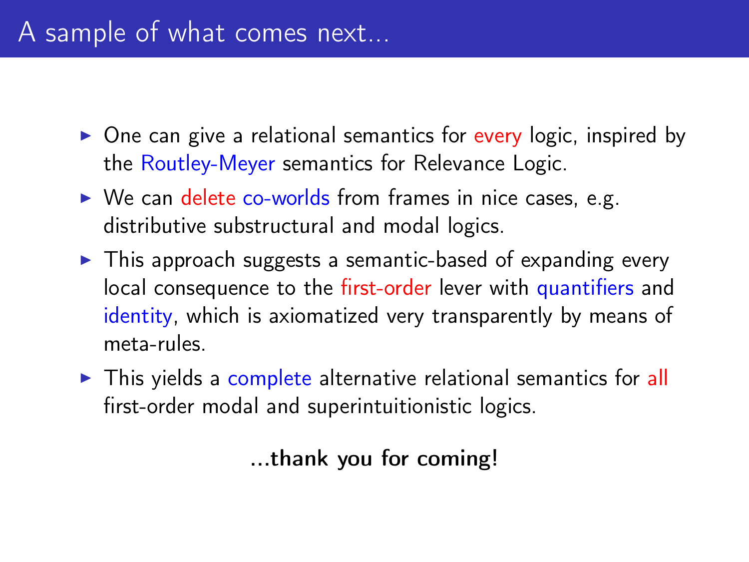# A sample of what comes next...

- One can give a relational semantics for every logic, inspired by the Routley-Meyer semantics for Relevance Logic.
- We can delete co-worlds from frames in nice cases, e.g. distributive substructural and modal logics.
- This approach suggests a semantic-based of expanding every local consequence to the first-order lever with quantifiers and identity, which is axiomatized very transparently by means of meta-rules.
- This yields a complete alternative relational semantics for all first-order modal and superintuitionistic logics.

**...thank you for coming!**